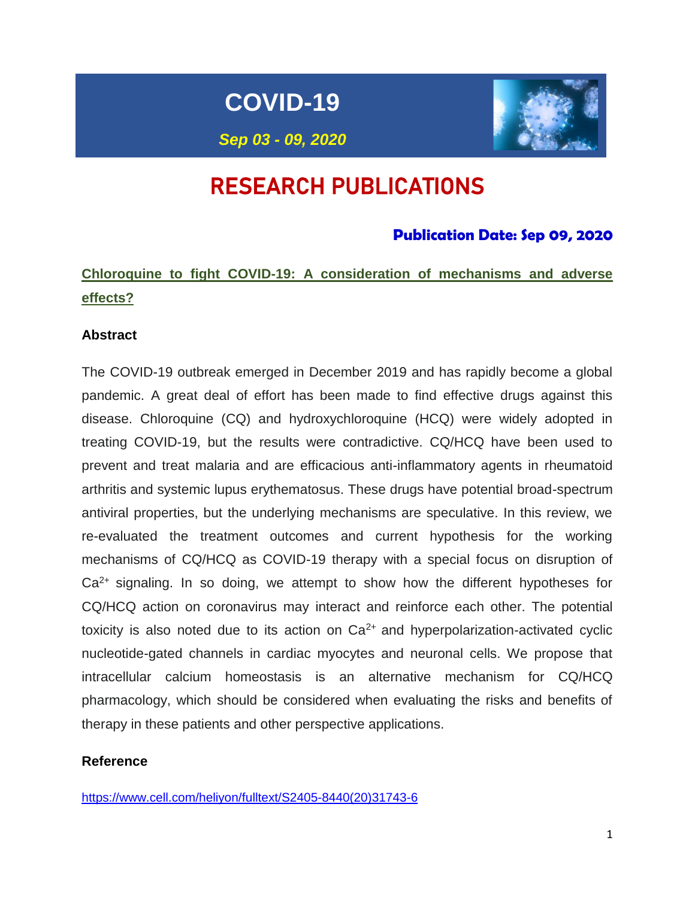# COVID-19

***Sep 03 - 09, 2020***

# RESEARCH PUBLICATIONS

### Publication Date: Sep 09, 2020

## Chloroquine to fight COVID-19: A consideration of mechanisms and adverse effects?

### Abstract

The COVID-19 outbreak emerged in December 2019 and has rapidly become a global pandemic. A great deal of effort has been made to find effective drugs against this disease. Chloroquine (CQ) and hydroxychloroquine (HCQ) were widely adopted in treating COVID-19, but the results were contradictive. CQ/HCQ have been used to prevent and treat malaria and are efficacious anti-inflammatory agents in rheumatoid arthritis and systemic lupus erythematosus. These drugs have potential broad-spectrum antiviral properties, but the underlying mechanisms are speculative. In this review, we re-evaluated the treatment outcomes and current hypothesis for the working mechanisms of CQ/HCQ as COVID-19 therapy with a special focus on disruption of $Ca^{2+}$ signaling. In so doing, we attempt to show how the different hypotheses for CQ/HCQ action on coronavirus may interact and reinforce each other. The potential toxicity is also noted due to its action on $Ca^{2+}$ and hyperpolarization-activated cyclic nucleotide-gated channels in cardiac myocytes and neuronal cells. We propose that intracellular calcium homeostasis is an alternative mechanism for CQ/HCQ pharmacology, which should be considered when evaluating the risks and benefits of therapy in these patients and other perspective applications.

### Reference

https://www.cell.com/heliyon/fulltext/S2405-8440(20)31743-6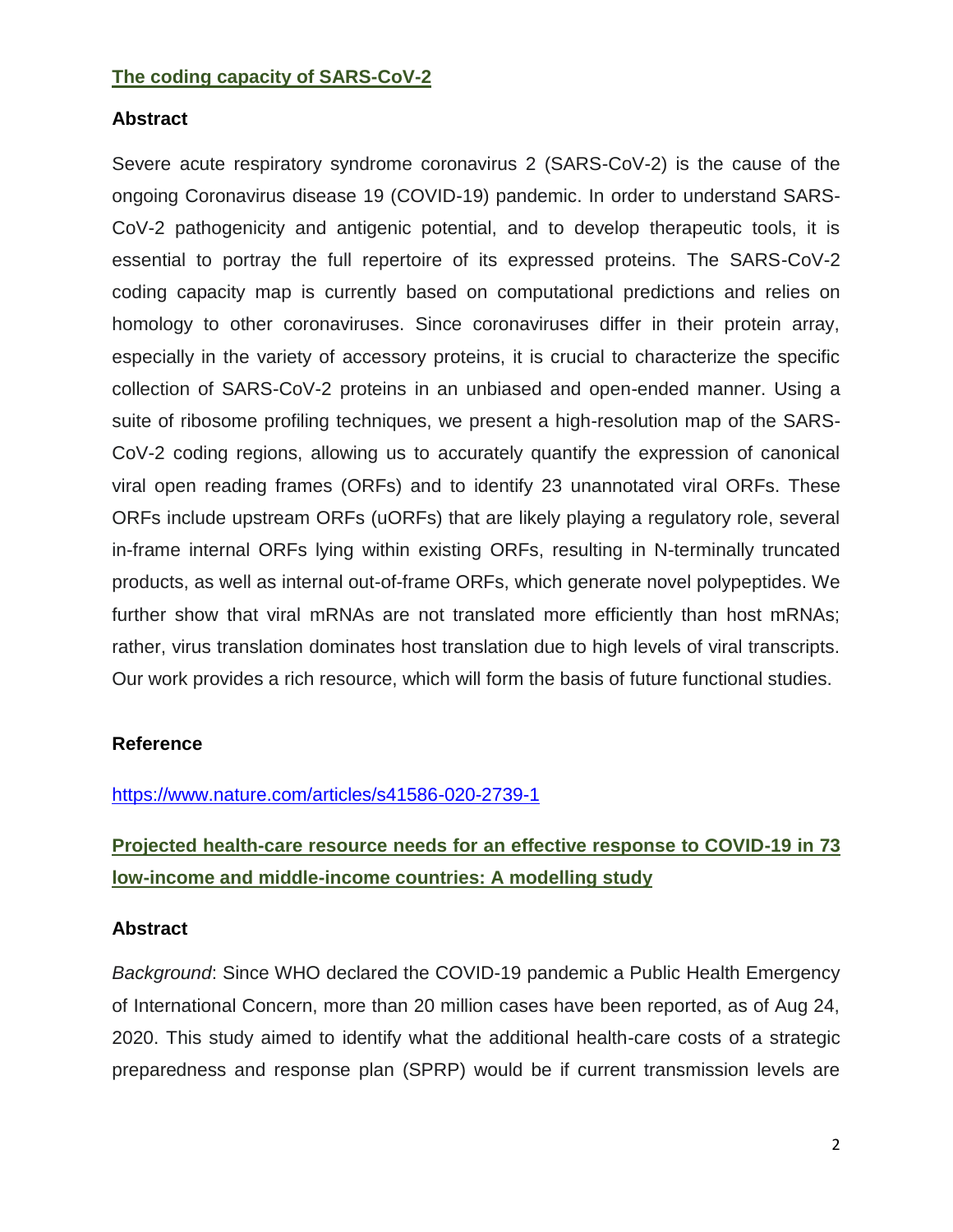## [The coding capacity of SARS-CoV-2](https://www.nature.com/articles/s41586-020-2739-1)

### Abstract

Severe acute respiratory syndrome coronavirus 2 (SARS-CoV-2) is the cause of the ongoing Coronavirus disease 19 (COVID-19) pandemic. In order to understand SARS-CoV-2 pathogenicity and antigenic potential, and to develop therapeutic tools, it is essential to portray the full repertoire of its expressed proteins. The SARS-CoV-2 coding capacity map is currently based on computational predictions and relies on homology to other coronaviruses. Since coronaviruses differ in their protein array, especially in the variety of accessory proteins, it is crucial to characterize the specific collection of SARS-CoV-2 proteins in an unbiased and open-ended manner. Using a suite of ribosome profiling techniques, we present a high-resolution map of the SARS-CoV-2 coding regions, allowing us to accurately quantify the expression of canonical viral open reading frames (ORFs) and to identify 23 unannotated viral ORFs. These ORFs include upstream ORFs (uORFs) that are likely playing a regulatory role, several in-frame internal ORFs lying within existing ORFs, resulting in N-terminally truncated products, as well as internal out-of-frame ORFs, which generate novel polypeptides. We further show that viral mRNAs are not translated more efficiently than host mRNAs; rather, virus translation dominates host translation due to high levels of viral transcripts. Our work provides a rich resource, which will form the basis of future functional studies.

### Reference

https://www.nature.com/articles/s41586-020-2739-1

## Projected health-care resource needs for an effective response to COVID-19 in 73 low-income and middle-income countries: A modelling study

### Abstract

*Background*: Since WHO declared the COVID-19 pandemic a Public Health Emergency of International Concern, more than 20 million cases have been reported, as of Aug 24, 2020. This study aimed to identify what the additional health-care costs of a strategic preparedness and response plan (SPRP) would be if current transmission levels are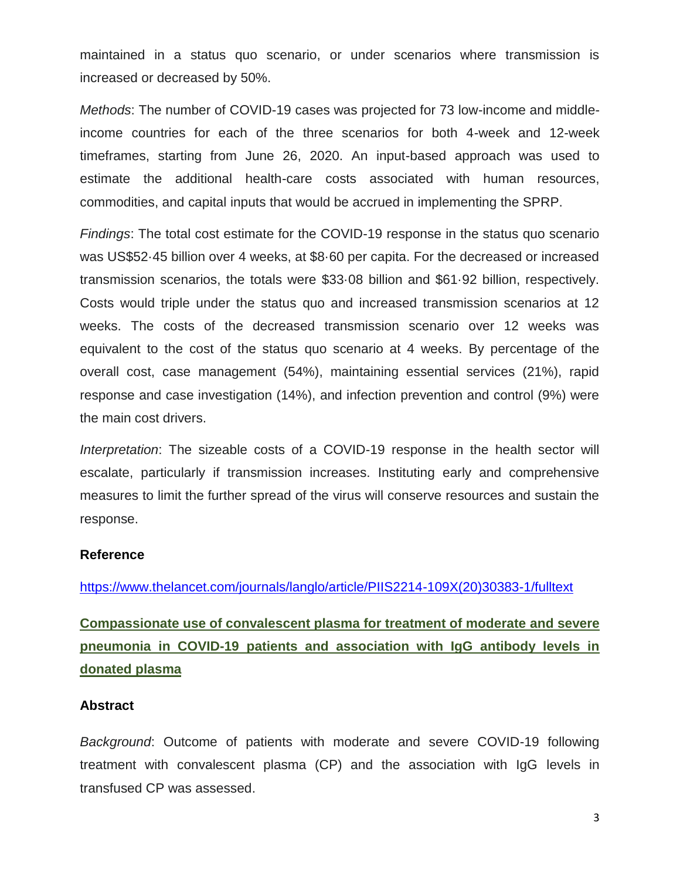maintained in a status quo scenario, or under scenarios where transmission is increased or decreased by 50%.

*Methods*: The number of COVID-19 cases was projected for 73 low-income and middle-income countries for each of the three scenarios for both 4-week and 12-week timeframes, starting from June 26, 2020. An input-based approach was used to estimate the additional health-care costs associated with human resources, commodities, and capital inputs that would be accrued in implementing the SPRP.

*Findings*: The total cost estimate for the COVID-19 response in the status quo scenario was US$52·45 billion over 4 weeks, at $8·60 per capita. For the decreased or increased transmission scenarios, the totals were $33·08 billion and $61·92 billion, respectively. Costs would triple under the status quo and increased transmission scenarios at 12 weeks. The costs of the decreased transmission scenario over 12 weeks was equivalent to the cost of the status quo scenario at 4 weeks. By percentage of the overall cost, case management (54%), maintaining essential services (21%), rapid response and case investigation (14%), and infection prevention and control (9%) were the main cost drivers.

*Interpretation*: The sizeable costs of a COVID-19 response in the health sector will escalate, particularly if transmission increases. Instituting early and comprehensive measures to limit the further spread of the virus will conserve resources and sustain the response.

**Reference**

https://www.thelancet.com/journals/langlo/article/PIIS2214-109X(20)30383-1/fulltext

## Compassionate use of convalescent plasma for treatment of moderate and severe pneumonia in COVID-19 patients and association with IgG antibody levels in donated plasma

**Abstract**

*Background*: Outcome of patients with moderate and severe COVID-19 following treatment with convalescent plasma (CP) and the association with IgG levels in transfused CP was assessed.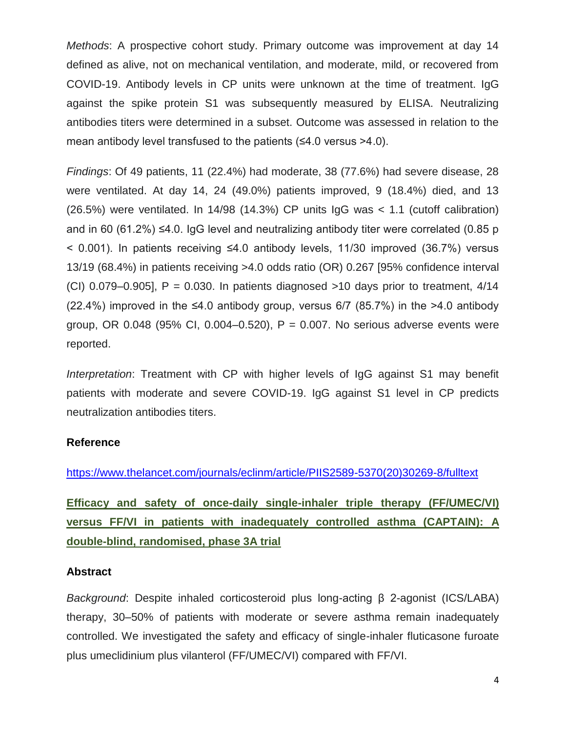*Methods*: A prospective cohort study. Primary outcome was improvement at day 14 defined as alive, not on mechanical ventilation, and moderate, mild, or recovered from COVID-19. Antibody levels in CP units were unknown at the time of treatment. IgG against the spike protein S1 was subsequently measured by ELISA. Neutralizing antibodies titers were determined in a subset. Outcome was assessed in relation to the mean antibody level transfused to the patients (≤4.0 versus >4.0).

*Findings*: Of 49 patients, 11 (22.4%) had moderate, 38 (77.6%) had severe disease, 28 were ventilated. At day 14, 24 (49.0%) patients improved, 9 (18.4%) died, and 13 (26.5%) were ventilated. In 14/98 (14.3%) CP units IgG was < 1.1 (cutoff calibration) and in 60 (61.2%) ≤4.0. IgG level and neutralizing antibody titer were correlated (0.85 p < 0.001). In patients receiving ≤4.0 antibody levels, 11/30 improved (36.7%) versus 13/19 (68.4%) in patients receiving >4.0 odds ratio (OR) 0.267 [95% confidence interval (CI) 0.079–0.905], P = 0.030. In patients diagnosed >10 days prior to treatment, 4/14 (22.4%) improved in the ≤4.0 antibody group, versus 6/7 (85.7%) in the >4.0 antibody group, OR 0.048 (95% CI, 0.004–0.520), P = 0.007. No serious adverse events were reported.

*Interpretation*: Treatment with CP with higher levels of IgG against S1 may benefit patients with moderate and severe COVID-19. IgG against S1 level in CP predicts neutralization antibodies titers.

**Reference**

https://www.thelancet.com/journals/eclinm/article/PIIS2589-5370(20)30269-8/fulltext

**Efficacy and safety of once-daily single-inhaler triple therapy (FF/UMEC/VI) versus FF/VI in patients with inadequately controlled asthma (CAPTAIN): A double-blind, randomised, phase 3A trial**

**Abstract**

*Background*: Despite inhaled corticosteroid plus long-acting β 2-agonist (ICS/LABA) therapy, 30–50% of patients with moderate or severe asthma remain inadequately controlled. We investigated the safety and efficacy of single-inhaler fluticasone furoate plus umeclidinium plus vilanterol (FF/UMEC/VI) compared with FF/VI.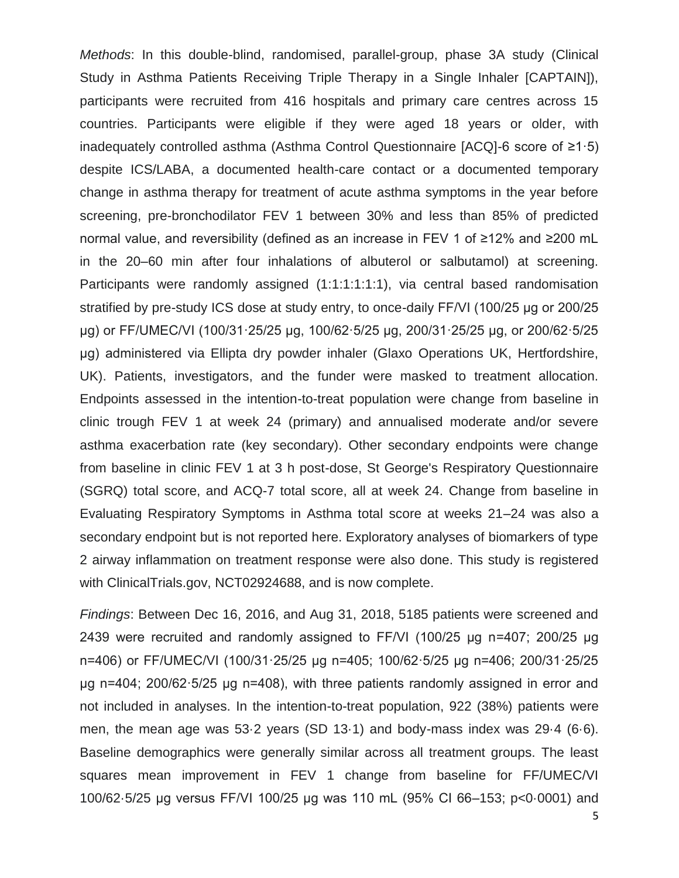*Methods*: In this double-blind, randomised, parallel-group, phase 3A study (Clinical Study in Asthma Patients Receiving Triple Therapy in a Single Inhaler [CAPTAIN]), participants were recruited from 416 hospitals and primary care centres across 15 countries. Participants were eligible if they were aged 18 years or older, with inadequately controlled asthma (Asthma Control Questionnaire [ACQ]-6 score of ≥1·5) despite ICS/LABA, a documented health-care contact or a documented temporary change in asthma therapy for treatment of acute asthma symptoms in the year before screening, pre-bronchodilator FEV 1 between 30% and less than 85% of predicted normal value, and reversibility (defined as an increase in FEV 1 of ≥12% and ≥200 mL in the 20–60 min after four inhalations of albuterol or salbutamol) at screening. Participants were randomly assigned (1:1:1:1:1:1), via central based randomisation stratified by pre-study ICS dose at study entry, to once-daily FF/VI (100/25 µg or 200/25 µg) or FF/UMEC/VI (100/31·25/25 µg, 100/62·5/25 µg, 200/31·25/25 µg, or 200/62·5/25 µg) administered via Ellipta dry powder inhaler (Glaxo Operations UK, Hertfordshire, UK). Patients, investigators, and the funder were masked to treatment allocation. Endpoints assessed in the intention-to-treat population were change from baseline in clinic trough FEV 1 at week 24 (primary) and annualised moderate and/or severe asthma exacerbation rate (key secondary). Other secondary endpoints were change from baseline in clinic FEV 1 at 3 h post-dose, St George's Respiratory Questionnaire (SGRQ) total score, and ACQ-7 total score, all at week 24. Change from baseline in Evaluating Respiratory Symptoms in Asthma total score at weeks 21–24 was also a secondary endpoint but is not reported here. Exploratory analyses of biomarkers of type 2 airway inflammation on treatment response were also done. This study is registered with ClinicalTrials.gov, NCT02924688, and is now complete.

*Findings*: Between Dec 16, 2016, and Aug 31, 2018, 5185 patients were screened and 2439 were recruited and randomly assigned to FF/VI (100/25 µg n=407; 200/25 µg n=406) or FF/UMEC/VI (100/31·25/25 µg n=405; 100/62·5/25 µg n=406; 200/31·25/25 µg n=404; 200/62·5/25 µg n=408), with three patients randomly assigned in error and not included in analyses. In the intention-to-treat population, 922 (38%) patients were men, the mean age was 53·2 years (SD 13·1) and body-mass index was 29·4 (6·6). Baseline demographics were generally similar across all treatment groups. The least squares mean improvement in FEV 1 change from baseline for FF/UMEC/VI 100/62·5/25 µg versus FF/VI 100/25 µg was 110 mL (95% CI 66–153; p<0·0001) and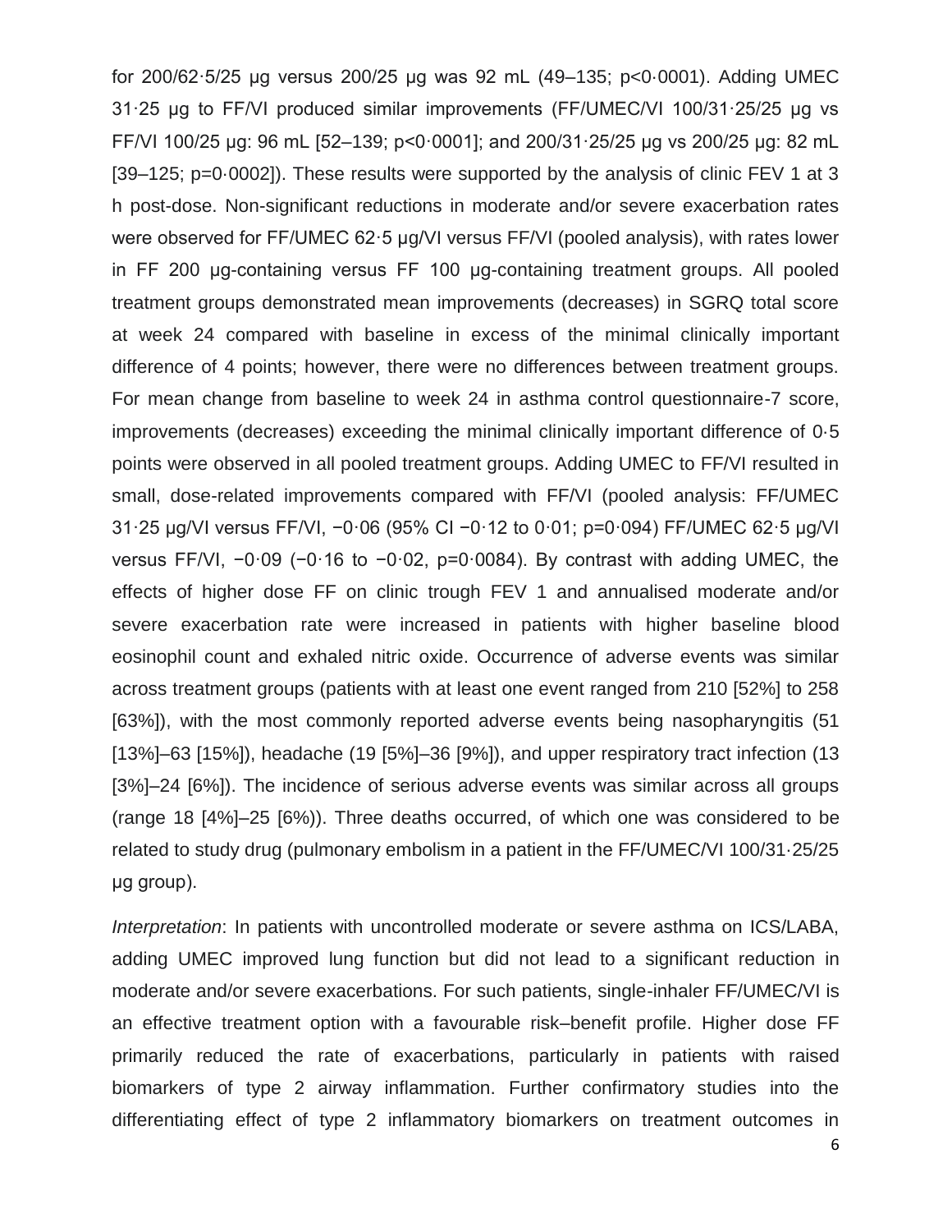for 200/62·5/25 μg versus 200/25 μg was 92 mL (49–135; p<0·0001). Adding UMEC 31·25 μg to FF/VI produced similar improvements (FF/UMEC/VI 100/31·25/25 μg vs FF/VI 100/25 μg: 96 mL [52–139; p<0·0001]; and 200/31·25/25 μg vs 200/25 μg: 82 mL [39–125; p=0·0002]). These results were supported by the analysis of clinic FEV 1 at 3 h post-dose. Non-significant reductions in moderate and/or severe exacerbation rates were observed for FF/UMEC 62·5 μg/VI versus FF/VI (pooled analysis), with rates lower in FF 200 μg-containing versus FF 100 μg-containing treatment groups. All pooled treatment groups demonstrated mean improvements (decreases) in SGRQ total score at week 24 compared with baseline in excess of the minimal clinically important difference of 4 points; however, there were no differences between treatment groups. For mean change from baseline to week 24 in asthma control questionnaire-7 score, improvements (decreases) exceeding the minimal clinically important difference of 0·5 points were observed in all pooled treatment groups. Adding UMEC to FF/VI resulted in small, dose-related improvements compared with FF/VI (pooled analysis: FF/UMEC 31·25 μg/VI versus FF/VI, −0·06 (95% CI −0·12 to 0·01; p=0·094) FF/UMEC 62·5 μg/VI versus FF/VI, −0·09 (−0·16 to −0·02, p=0·0084). By contrast with adding UMEC, the effects of higher dose FF on clinic trough FEV 1 and annualised moderate and/or severe exacerbation rate were increased in patients with higher baseline blood eosinophil count and exhaled nitric oxide. Occurrence of adverse events was similar across treatment groups (patients with at least one event ranged from 210 [52%] to 258 [63%]), with the most commonly reported adverse events being nasopharyngitis (51 [13%]–63 [15%]), headache (19 [5%]–36 [9%]), and upper respiratory tract infection (13 [3%]–24 [6%]). The incidence of serious adverse events was similar across all groups (range 18 [4%]–25 [6%)). Three deaths occurred, of which one was considered to be related to study drug (pulmonary embolism in a patient in the FF/UMEC/VI 100/31·25/25 μg group).

*Interpretation*: In patients with uncontrolled moderate or severe asthma on ICS/LABA, adding UMEC improved lung function but did not lead to a significant reduction in moderate and/or severe exacerbations. For such patients, single-inhaler FF/UMEC/VI is an effective treatment option with a favourable risk–benefit profile. Higher dose FF primarily reduced the rate of exacerbations, particularly in patients with raised biomarkers of type 2 airway inflammation. Further confirmatory studies into the differentiating effect of type 2 inflammatory biomarkers on treatment outcomes in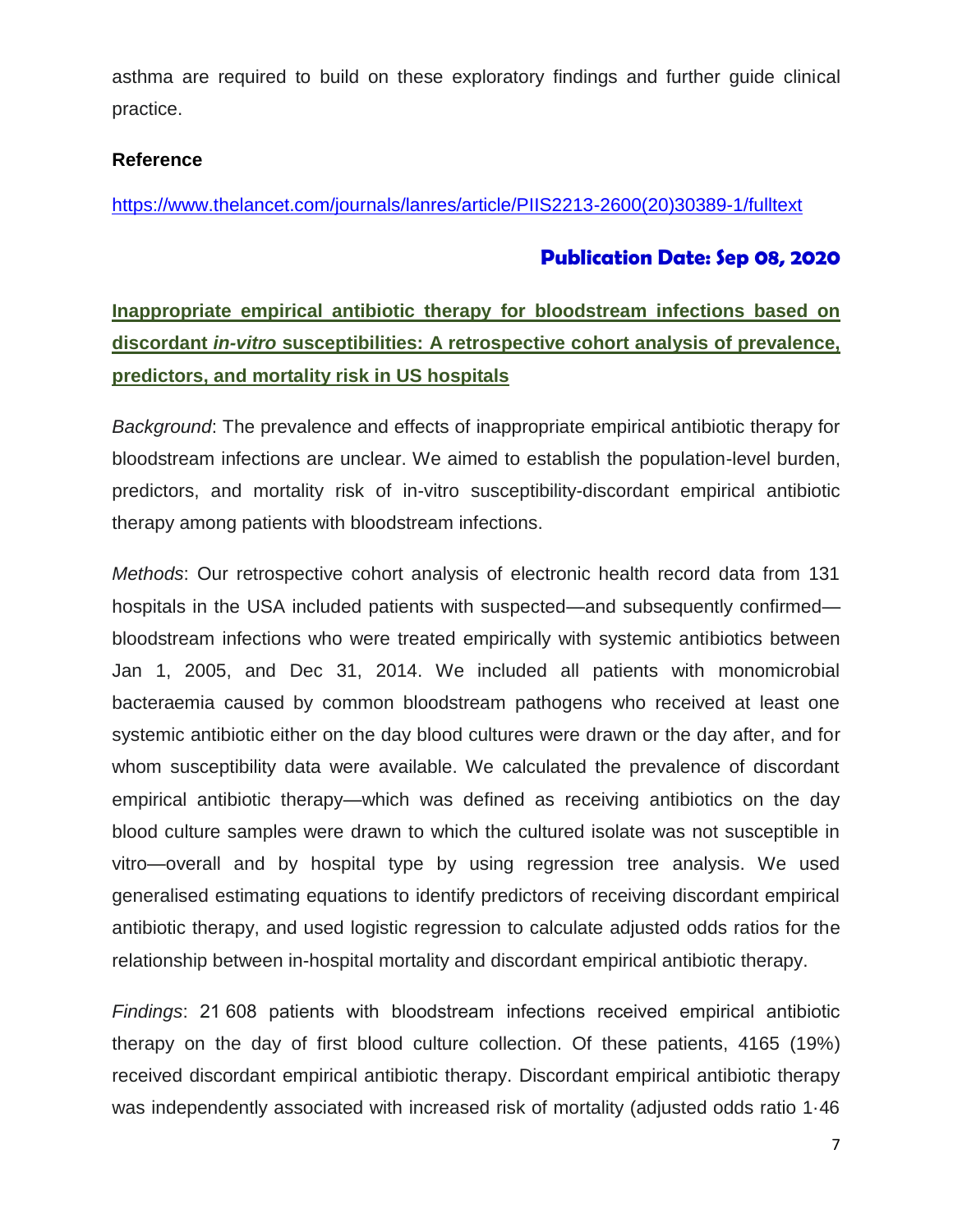asthma are required to build on these exploratory findings and further guide clinical practice.

**Reference**

https://www.thelancet.com/journals/lanres/article/PIIS2213-2600(20)30389-1/fulltext

**Publication Date: Sep 08, 2020**

## Inappropriate empirical antibiotic therapy for bloodstream infections based on discordant *in-vitro* susceptibilities: A retrospective cohort analysis of prevalence, predictors, and mortality risk in US hospitals

*Background*: The prevalence and effects of inappropriate empirical antibiotic therapy for bloodstream infections are unclear. We aimed to establish the population-level burden, predictors, and mortality risk of in-vitro susceptibility-discordant empirical antibiotic therapy among patients with bloodstream infections.

*Methods*: Our retrospective cohort analysis of electronic health record data from 131 hospitals in the USA included patients with suspected—and subsequently confirmed—bloodstream infections who were treated empirically with systemic antibiotics between Jan 1, 2005, and Dec 31, 2014. We included all patients with monomicrobial bacteraemia caused by common bloodstream pathogens who received at least one systemic antibiotic either on the day blood cultures were drawn or the day after, and for whom susceptibility data were available. We calculated the prevalence of discordant empirical antibiotic therapy—which was defined as receiving antibiotics on the day blood culture samples were drawn to which the cultured isolate was not susceptible in vitro—overall and by hospital type by using regression tree analysis. We used generalised estimating equations to identify predictors of receiving discordant empirical antibiotic therapy, and used logistic regression to calculate adjusted odds ratios for the relationship between in-hospital mortality and discordant empirical antibiotic therapy.

*Findings*: 21 608 patients with bloodstream infections received empirical antibiotic therapy on the day of first blood culture collection. Of these patients, 4165 (19%) received discordant empirical antibiotic therapy. Discordant empirical antibiotic therapy was independently associated with increased risk of mortality (adjusted odds ratio 1·46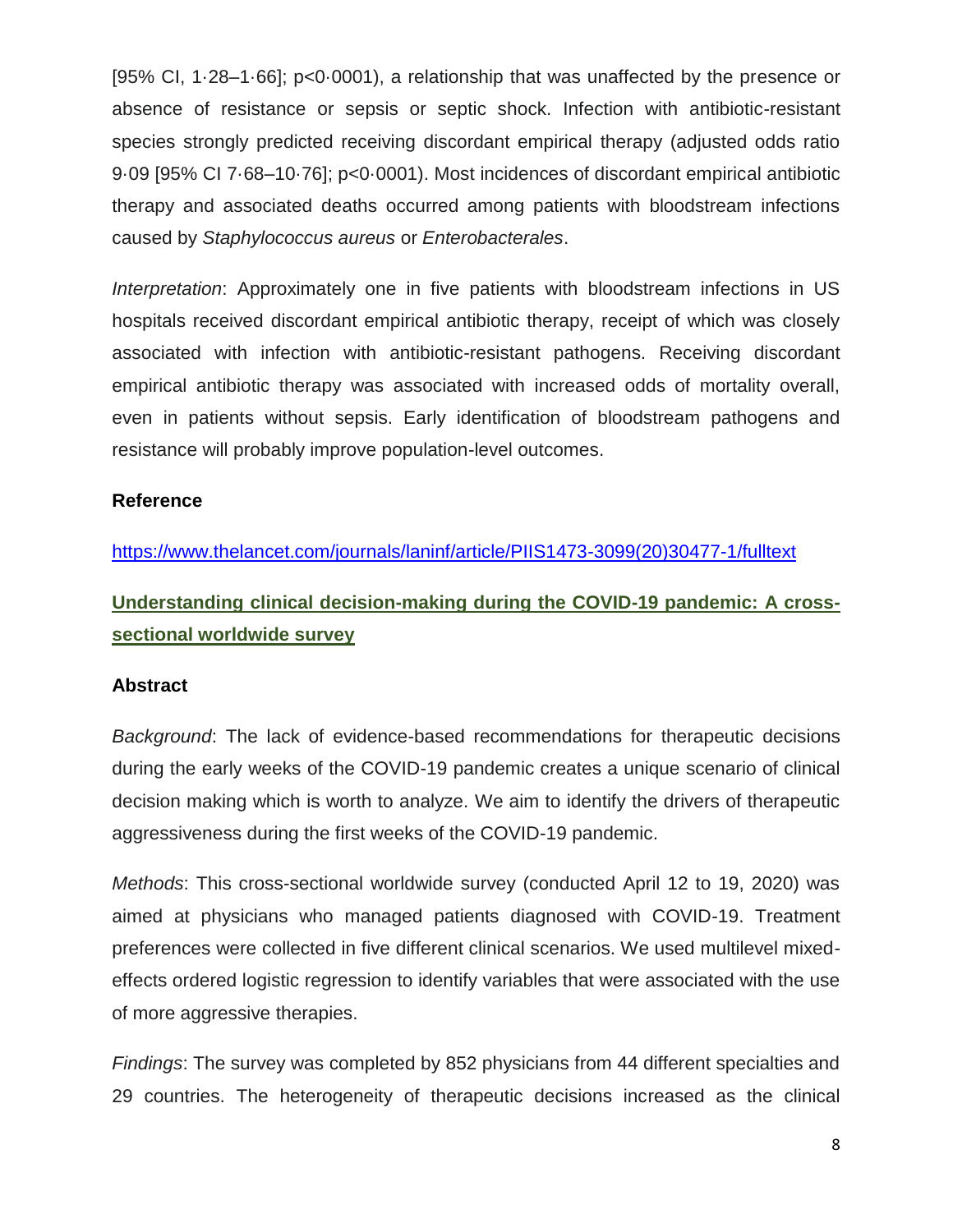[95% CI, 1·28–1·66]; p<0·0001), a relationship that was unaffected by the presence or absence of resistance or sepsis or septic shock. Infection with antibiotic-resistant species strongly predicted receiving discordant empirical therapy (adjusted odds ratio 9·09 [95% CI 7·68–10·76]; p<0·0001). Most incidences of discordant empirical antibiotic therapy and associated deaths occurred among patients with bloodstream infections caused by *Staphylococcus aureus* or *Enterobacterales*.

*Interpretation*: Approximately one in five patients with bloodstream infections in US hospitals received discordant empirical antibiotic therapy, receipt of which was closely associated with infection with antibiotic-resistant pathogens. Receiving discordant empirical antibiotic therapy was associated with increased odds of mortality overall, even in patients without sepsis. Early identification of bloodstream pathogens and resistance will probably improve population-level outcomes.

**Reference**

https://www.thelancet.com/journals/laninf/article/PIIS1473-3099(20)30477-1/fulltext

## Understanding clinical decision-making during the COVID-19 pandemic: A cross-sectional worldwide survey

**Abstract**

*Background*: The lack of evidence-based recommendations for therapeutic decisions during the early weeks of the COVID-19 pandemic creates a unique scenario of clinical decision making which is worth to analyze. We aim to identify the drivers of therapeutic aggressiveness during the first weeks of the COVID-19 pandemic.

*Methods*: This cross-sectional worldwide survey (conducted April 12 to 19, 2020) was aimed at physicians who managed patients diagnosed with COVID-19. Treatment preferences were collected in five different clinical scenarios. We used multilevel mixed-effects ordered logistic regression to identify variables that were associated with the use of more aggressive therapies.

*Findings*: The survey was completed by 852 physicians from 44 different specialties and 29 countries. The heterogeneity of therapeutic decisions increased as the clinical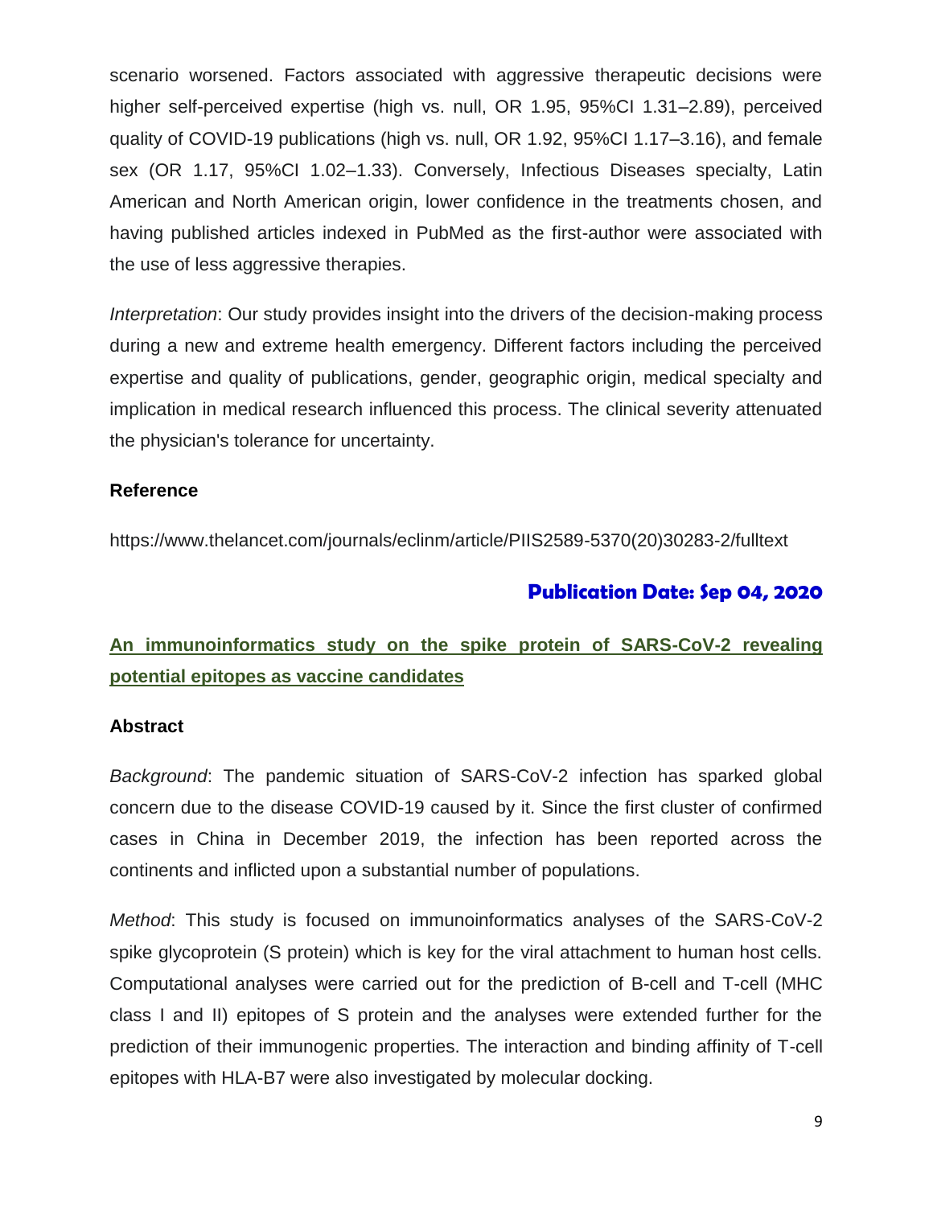scenario worsened. Factors associated with aggressive therapeutic decisions were higher self-perceived expertise (high vs. null, OR 1.95, 95%CI 1.31–2.89), perceived quality of COVID-19 publications (high vs. null, OR 1.92, 95%CI 1.17–3.16), and female sex (OR 1.17, 95%CI 1.02–1.33). Conversely, Infectious Diseases specialty, Latin American and North American origin, lower confidence in the treatments chosen, and having published articles indexed in PubMed as the first-author were associated with the use of less aggressive therapies.

*Interpretation*: Our study provides insight into the drivers of the decision-making process during a new and extreme health emergency. Different factors including the perceived expertise and quality of publications, gender, geographic origin, medical specialty and implication in medical research influenced this process. The clinical severity attenuated the physician's tolerance for uncertainty.

**Reference**

https://www.thelancet.com/journals/eclinm/article/PIIS2589-5370(20)30283-2/fulltext

**Publication Date: Sep 04, 2020**

## An immunoinformatics study on the spike protein of SARS-CoV-2 revealing potential epitopes as vaccine candidates

**Abstract**

*Background*: The pandemic situation of SARS-CoV-2 infection has sparked global concern due to the disease COVID-19 caused by it. Since the first cluster of confirmed cases in China in December 2019, the infection has been reported across the continents and inflicted upon a substantial number of populations.

*Method*: This study is focused on immunoinformatics analyses of the SARS-CoV-2 spike glycoprotein (S protein) which is key for the viral attachment to human host cells. Computational analyses were carried out for the prediction of B-cell and T-cell (MHC class I and II) epitopes of S protein and the analyses were extended further for the prediction of their immunogenic properties. The interaction and binding affinity of T-cell epitopes with HLA-B7 were also investigated by molecular docking.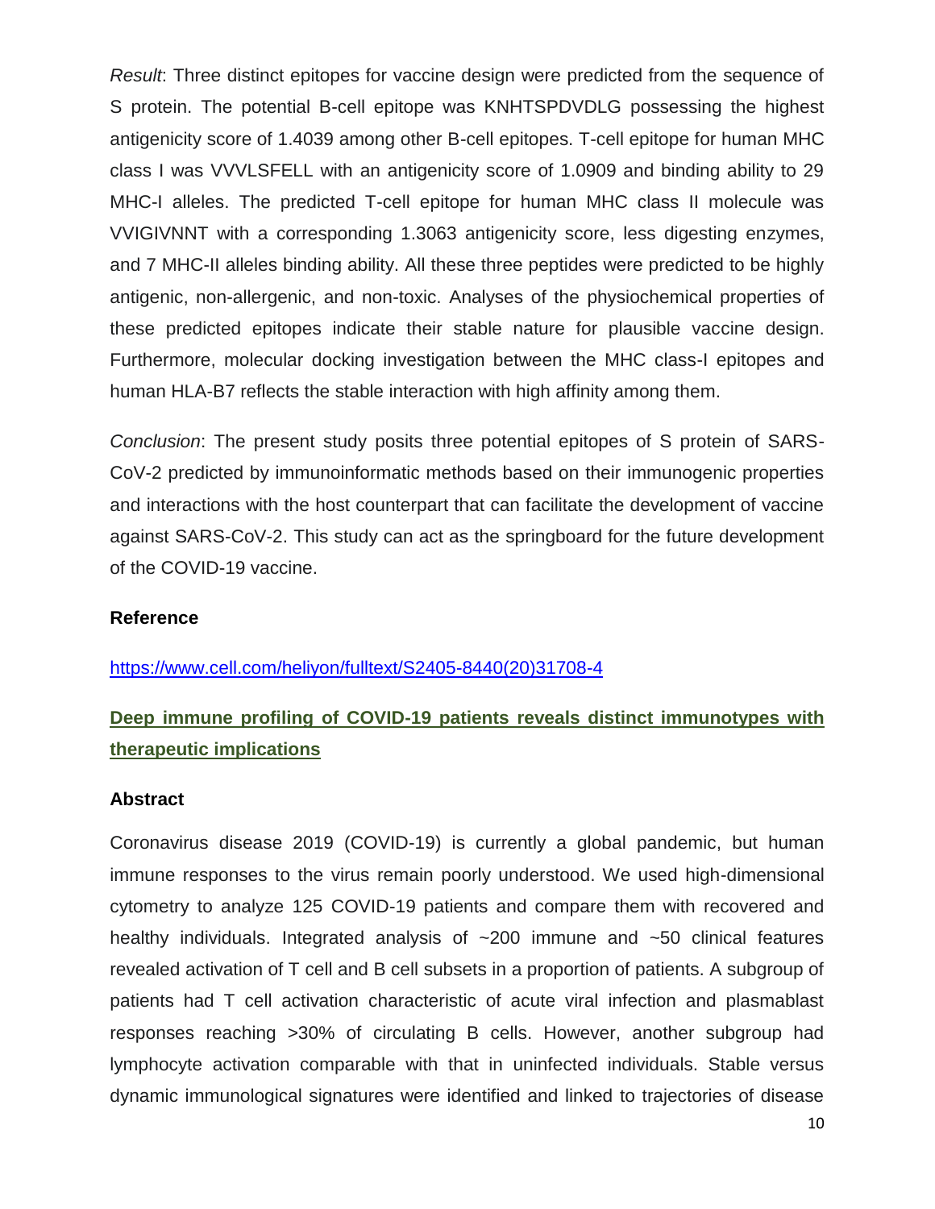*Result*: Three distinct epitopes for vaccine design were predicted from the sequence of S protein. The potential B-cell epitope was KNHTSPDVDLG possessing the highest antigenicity score of 1.4039 among other B-cell epitopes. T-cell epitope for human MHC class I was VVVLSFELL with an antigenicity score of 1.0909 and binding ability to 29 MHC-I alleles. The predicted T-cell epitope for human MHC class II molecule was VVIGIVNNT with a corresponding 1.3063 antigenicity score, less digesting enzymes, and 7 MHC-II alleles binding ability. All these three peptides were predicted to be highly antigenic, non-allergenic, and non-toxic. Analyses of the physiochemical properties of these predicted epitopes indicate their stable nature for plausible vaccine design. Furthermore, molecular docking investigation between the MHC class-I epitopes and human HLA-B7 reflects the stable interaction with high affinity among them.

*Conclusion*: The present study posits three potential epitopes of S protein of SARS-CoV-2 predicted by immunoinformatic methods based on their immunogenic properties and interactions with the host counterpart that can facilitate the development of vaccine against SARS-CoV-2. This study can act as the springboard for the future development of the COVID-19 vaccine.

**Reference**

https://www.cell.com/heliyon/fulltext/S2405-8440(20)31708-4

## Deep immune profiling of COVID-19 patients reveals distinct immunotypes with therapeutic implications

**Abstract**

Coronavirus disease 2019 (COVID-19) is currently a global pandemic, but human immune responses to the virus remain poorly understood. We used high-dimensional cytometry to analyze 125 COVID-19 patients and compare them with recovered and healthy individuals. Integrated analysis of ~200 immune and ~50 clinical features revealed activation of T cell and B cell subsets in a proportion of patients. A subgroup of patients had T cell activation characteristic of acute viral infection and plasmablast responses reaching >30% of circulating B cells. However, another subgroup had lymphocyte activation comparable with that in uninfected individuals. Stable versus dynamic immunological signatures were identified and linked to trajectories of disease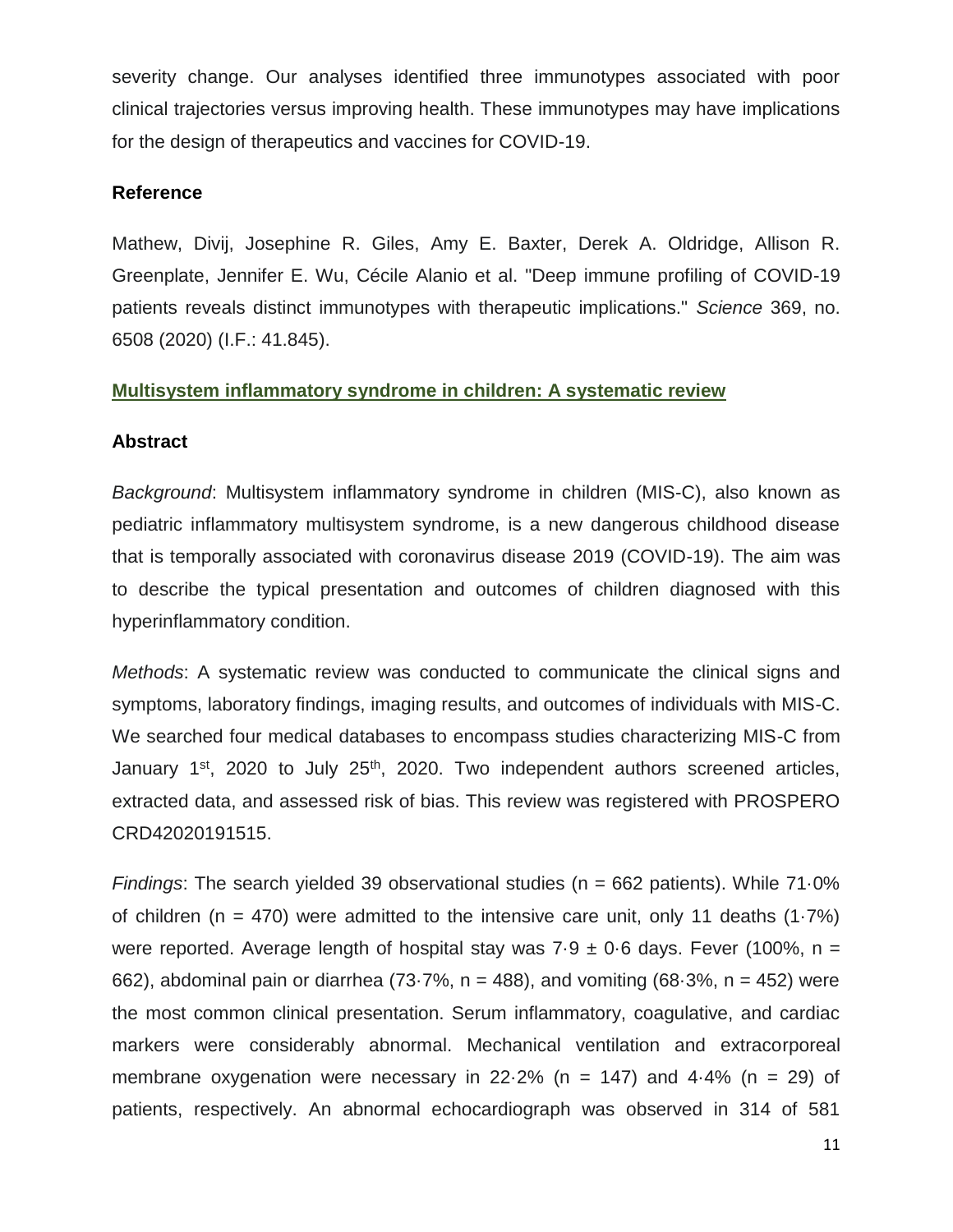severity change. Our analyses identified three immunotypes associated with poor clinical trajectories versus improving health. These immunotypes may have implications for the design of therapeutics and vaccines for COVID-19.

### Reference

Mathew, Divij, Josephine R. Giles, Amy E. Baxter, Derek A. Oldridge, Allison R. Greenplate, Jennifer E. Wu, Cécile Alanio et al. "Deep immune profiling of COVID-19 patients reveals distinct immunotypes with therapeutic implications." *Science* 369, no. 6508 (2020) (I.F.: 41.845).

## Multisystem inflammatory syndrome in children: A systematic review

### Abstract

*Background*: Multisystem inflammatory syndrome in children (MIS-C), also known as pediatric inflammatory multisystem syndrome, is a new dangerous childhood disease that is temporally associated with coronavirus disease 2019 (COVID-19). The aim was to describe the typical presentation and outcomes of children diagnosed with this hyperinflammatory condition.

*Methods*: A systematic review was conducted to communicate the clinical signs and symptoms, laboratory findings, imaging results, and outcomes of individuals with MIS-C. We searched four medical databases to encompass studies characterizing MIS-C from January 1st, 2020 to July 25th, 2020. Two independent authors screened articles, extracted data, and assessed risk of bias. This review was registered with PROSPERO CRD42020191515.

*Findings*: The search yielded 39 observational studies (n = 662 patients). While 71·0% of children (n = 470) were admitted to the intensive care unit, only 11 deaths (1·7%) were reported. Average length of hospital stay was 7·9 ± 0·6 days. Fever (100%, n = 662), abdominal pain or diarrhea (73·7%, n = 488), and vomiting (68·3%, n = 452) were the most common clinical presentation. Serum inflammatory, coagulative, and cardiac markers were considerably abnormal. Mechanical ventilation and extracorporeal membrane oxygenation were necessary in 22·2% (n = 147) and 4·4% (n = 29) of patients, respectively. An abnormal echocardiograph was observed in 314 of 581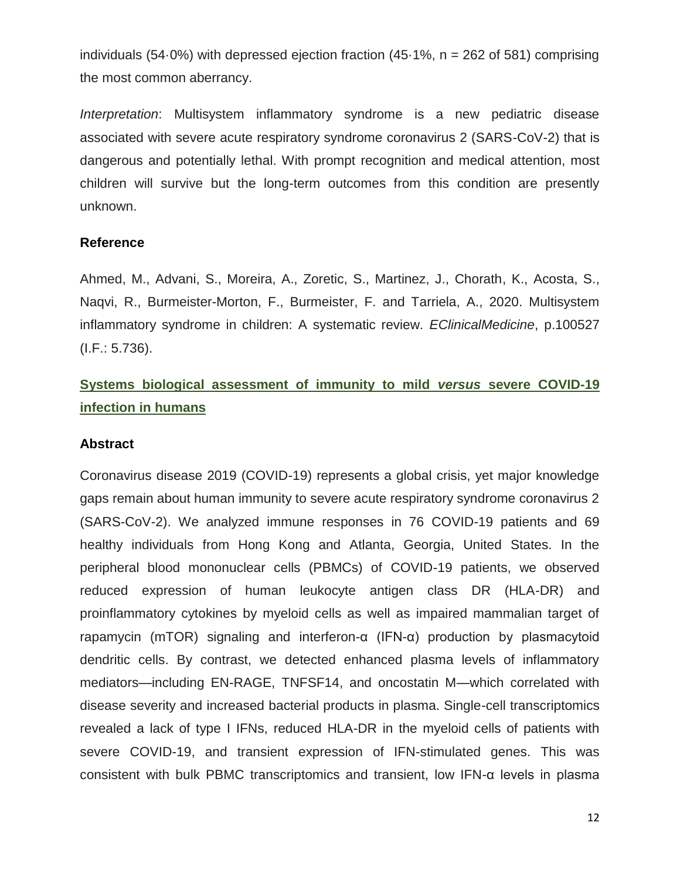individuals (54·0%) with depressed ejection fraction (45·1%, n = 262 of 581) comprising the most common aberrancy.

*Interpretation*: Multisystem inflammatory syndrome is a new pediatric disease associated with severe acute respiratory syndrome coronavirus 2 (SARS-CoV-2) that is dangerous and potentially lethal. With prompt recognition and medical attention, most children will survive but the long-term outcomes from this condition are presently unknown.

### Reference

Ahmed, M., Advani, S., Moreira, A., Zoretic, S., Martinez, J., Chorath, K., Acosta, S., Naqvi, R., Burmeister-Morton, F., Burmeister, F. and Tarriela, A., 2020. Multisystem inflammatory syndrome in children: A systematic review. *EClinicalMedicine*, p.100527 (I.F.: 5.736).

## Systems biological assessment of immunity to mild *versus* severe COVID-19 infection in humans

### Abstract

Coronavirus disease 2019 (COVID-19) represents a global crisis, yet major knowledge gaps remain about human immunity to severe acute respiratory syndrome coronavirus 2 (SARS-CoV-2). We analyzed immune responses in 76 COVID-19 patients and 69 healthy individuals from Hong Kong and Atlanta, Georgia, United States. In the peripheral blood mononuclear cells (PBMCs) of COVID-19 patients, we observed reduced expression of human leukocyte antigen class DR (HLA-DR) and proinflammatory cytokines by myeloid cells as well as impaired mammalian target of rapamycin (mTOR) signaling and interferon-α (IFN-α) production by plasmacytoid dendritic cells. By contrast, we detected enhanced plasma levels of inflammatory mediators—including EN-RAGE, TNFSF14, and oncostatin M—which correlated with disease severity and increased bacterial products in plasma. Single-cell transcriptomics revealed a lack of type I IFNs, reduced HLA-DR in the myeloid cells of patients with severe COVID-19, and transient expression of IFN-stimulated genes. This was consistent with bulk PBMC transcriptomics and transient, low IFN-α levels in plasma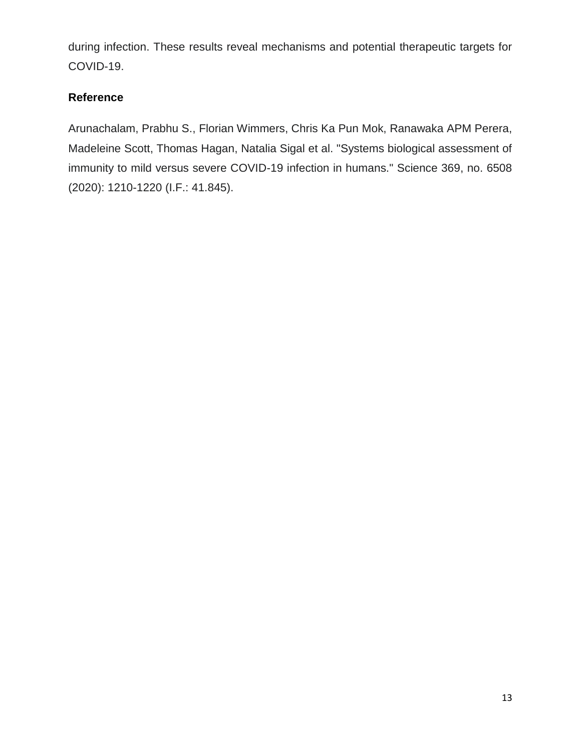during infection. These results reveal mechanisms and potential therapeutic targets for COVID-19.

**Reference**

Arunachalam, Prabhu S., Florian Wimmers, Chris Ka Pun Mok, Ranawaka APM Perera, Madeleine Scott, Thomas Hagan, Natalia Sigal et al. "Systems biological assessment of immunity to mild versus severe COVID-19 infection in humans." Science 369, no. 6508 (2020): 1210-1220 (I.F.: 41.845).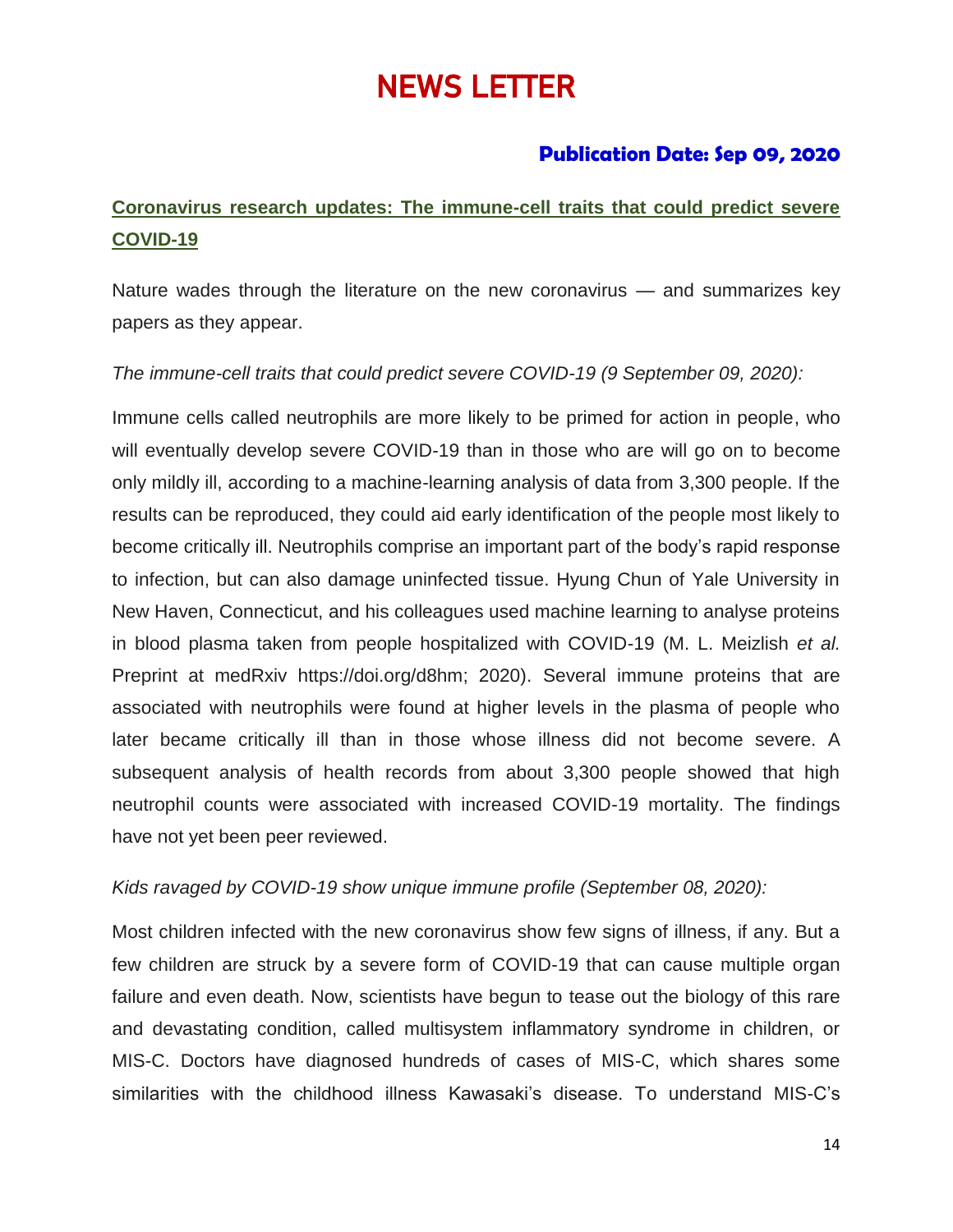# NEWS LETTER

**Publication Date: Sep 09, 2020**

## Coronavirus research updates: The immune-cell traits that could predict severe COVID-19

Nature wades through the literature on the new coronavirus — and summarizes key papers as they appear.

*The immune-cell traits that could predict severe COVID-19 (9 September 09, 2020):*

Immune cells called neutrophils are more likely to be primed for action in people, who will eventually develop severe COVID-19 than in those who are will go on to become only mildly ill, according to a machine-learning analysis of data from 3,300 people. If the results can be reproduced, they could aid early identification of the people most likely to become critically ill. Neutrophils comprise an important part of the body's rapid response to infection, but can also damage uninfected tissue. Hyung Chun of Yale University in New Haven, Connecticut, and his colleagues used machine learning to analyse proteins in blood plasma taken from people hospitalized with COVID-19 (M. L. Meizlish *et al.* Preprint at medRxiv https://doi.org/d8hm; 2020). Several immune proteins that are associated with neutrophils were found at higher levels in the plasma of people who later became critically ill than in those whose illness did not become severe. A subsequent analysis of health records from about 3,300 people showed that high neutrophil counts were associated with increased COVID-19 mortality. The findings have not yet been peer reviewed.

*Kids ravaged by COVID-19 show unique immune profile (September 08, 2020):*

Most children infected with the new coronavirus show few signs of illness, if any. But a few children are struck by a severe form of COVID-19 that can cause multiple organ failure and even death. Now, scientists have begun to tease out the biology of this rare and devastating condition, called multisystem inflammatory syndrome in children, or MIS-C. Doctors have diagnosed hundreds of cases of MIS-C, which shares some similarities with the childhood illness Kawasaki's disease. To understand MIS-C's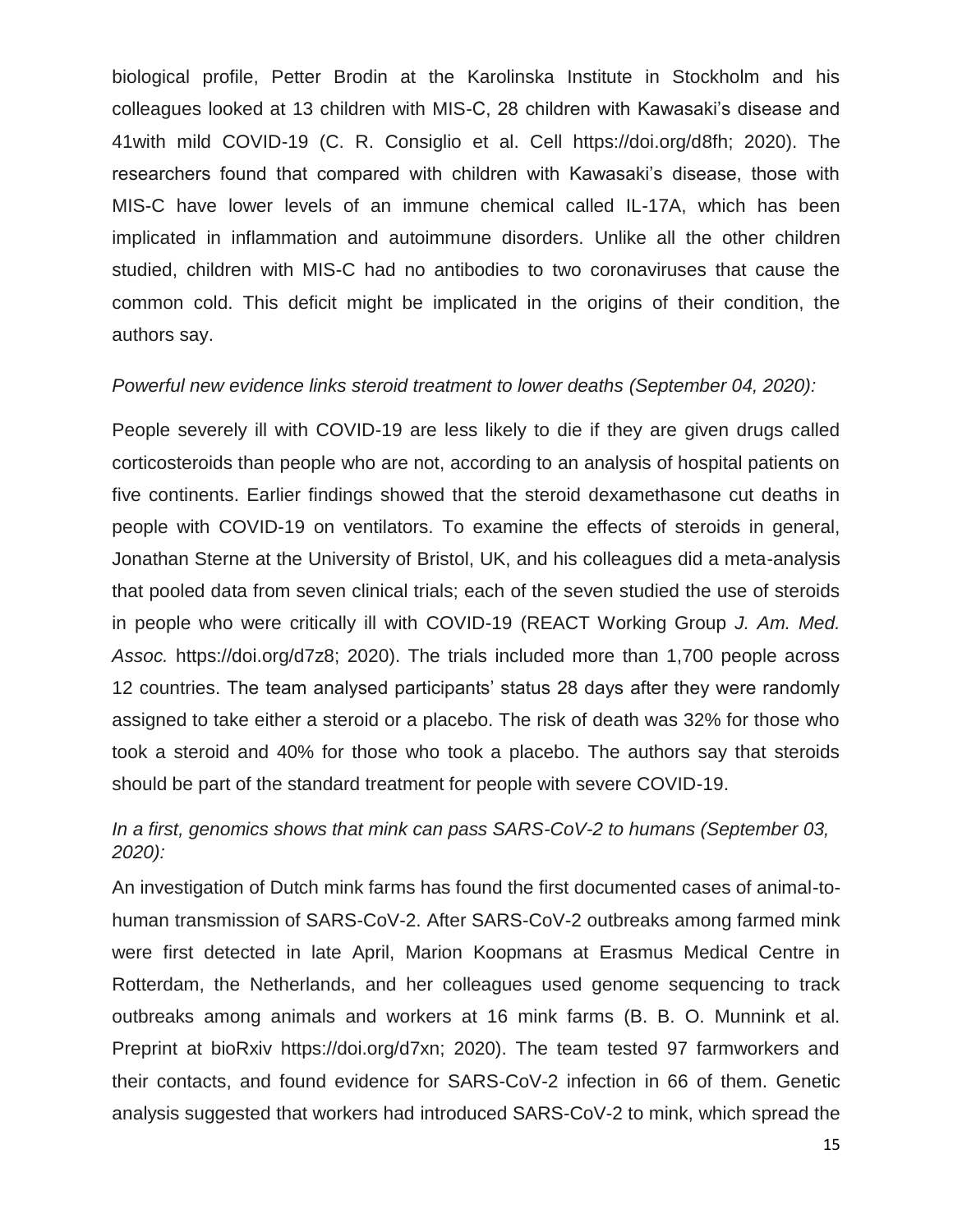biological profile, Petter Brodin at the Karolinska Institute in Stockholm and his colleagues looked at 13 children with MIS-C, 28 children with Kawasaki's disease and 41with mild COVID-19 (C. R. Consiglio et al. Cell https://doi.org/d8fh; 2020). The researchers found that compared with children with Kawasaki's disease, those with MIS-C have lower levels of an immune chemical called IL-17A, which has been implicated in inflammation and autoimmune disorders. Unlike all the other children studied, children with MIS-C had no antibodies to two coronaviruses that cause the common cold. This deficit might be implicated in the origins of their condition, the authors say.

*Powerful new evidence links steroid treatment to lower deaths (September 04, 2020):*

People severely ill with COVID-19 are less likely to die if they are given drugs called corticosteroids than people who are not, according to an analysis of hospital patients on five continents. Earlier findings showed that the steroid dexamethasone cut deaths in people with COVID-19 on ventilators. To examine the effects of steroids in general, Jonathan Sterne at the University of Bristol, UK, and his colleagues did a meta-analysis that pooled data from seven clinical trials; each of the seven studied the use of steroids in people who were critically ill with COVID-19 (REACT Working Group *J. Am. Med. Assoc.* https://doi.org/d7z8; 2020). The trials included more than 1,700 people across 12 countries. The team analysed participants' status 28 days after they were randomly assigned to take either a steroid or a placebo. The risk of death was 32% for those who took a steroid and 40% for those who took a placebo. The authors say that steroids should be part of the standard treatment for people with severe COVID-19.

*In a first, genomics shows that mink can pass SARS-CoV-2 to humans (September 03, 2020):*

An investigation of Dutch mink farms has found the first documented cases of animal-to-human transmission of SARS-CoV-2. After SARS-CoV-2 outbreaks among farmed mink were first detected in late April, Marion Koopmans at Erasmus Medical Centre in Rotterdam, the Netherlands, and her colleagues used genome sequencing to track outbreaks among animals and workers at 16 mink farms (B. B. O. Munnink et al. Preprint at bioRxiv https://doi.org/d7xn; 2020). The team tested 97 farmworkers and their contacts, and found evidence for SARS-CoV-2 infection in 66 of them. Genetic analysis suggested that workers had introduced SARS-CoV-2 to mink, which spread the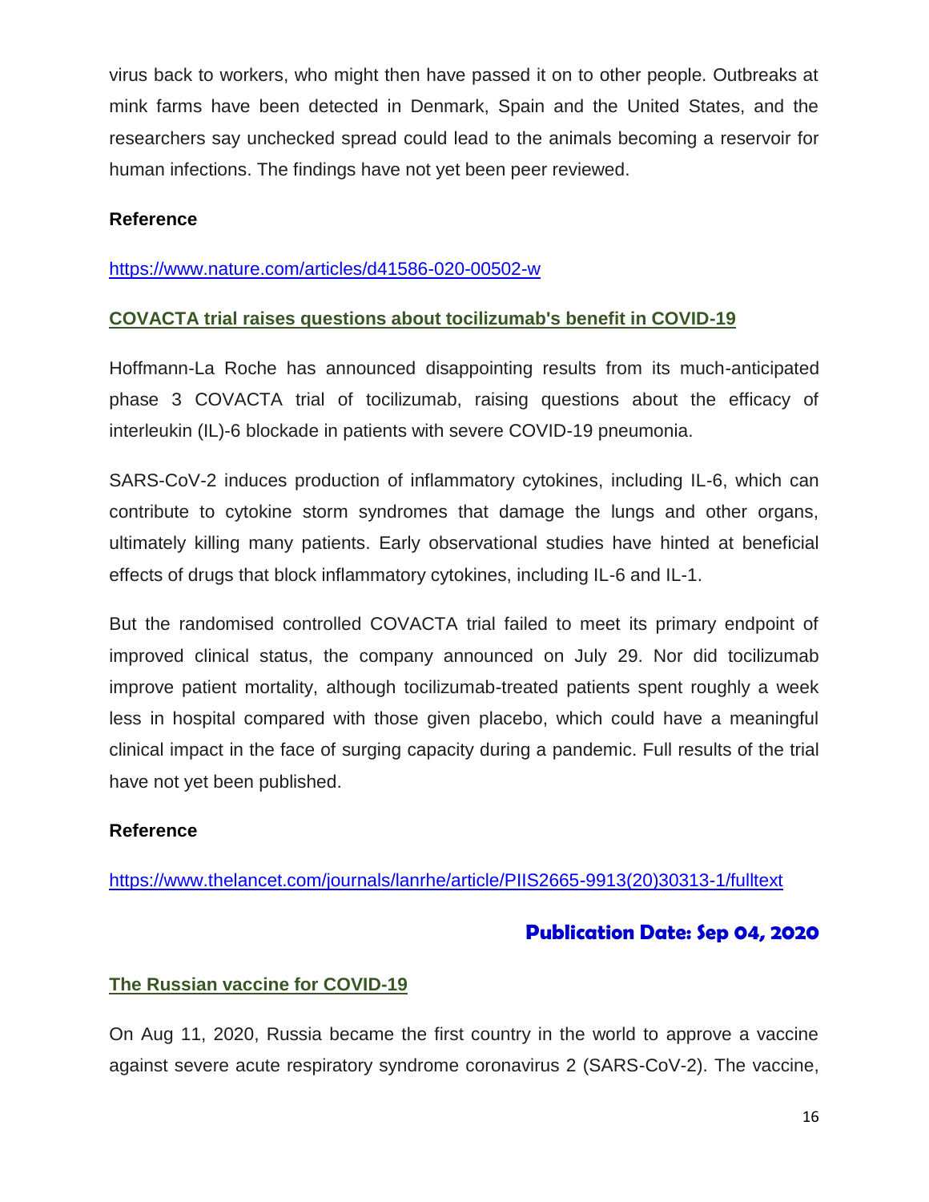virus back to workers, who might then have passed it on to other people. Outbreaks at mink farms have been detected in Denmark, Spain and the United States, and the researchers say unchecked spread could lead to the animals becoming a reservoir for human infections. The findings have not yet been peer reviewed.

**Reference**

https://www.nature.com/articles/d41586-020-00502-w

## COVACTA trial raises questions about tocilizumab's benefit in COVID-19

Hoffmann-La Roche has announced disappointing results from its much-anticipated phase 3 COVACTA trial of tocilizumab, raising questions about the efficacy of interleukin (IL)-6 blockade in patients with severe COVID-19 pneumonia.

SARS-CoV-2 induces production of inflammatory cytokines, including IL-6, which can contribute to cytokine storm syndromes that damage the lungs and other organs, ultimately killing many patients. Early observational studies have hinted at beneficial effects of drugs that block inflammatory cytokines, including IL-6 and IL-1.

But the randomised controlled COVACTA trial failed to meet its primary endpoint of improved clinical status, the company announced on July 29. Nor did tocilizumab improve patient mortality, although tocilizumab-treated patients spent roughly a week less in hospital compared with those given placebo, which could have a meaningful clinical impact in the face of surging capacity during a pandemic. Full results of the trial have not yet been published.

**Reference**

https://www.thelancet.com/journals/lanrhe/article/PIIS2665-9913(20)30313-1/fulltext

# Publication Date: Sep 04, 2020

## The Russian vaccine for COVID-19

On Aug 11, 2020, Russia became the first country in the world to approve a vaccine against severe acute respiratory syndrome coronavirus 2 (SARS-CoV-2). The vaccine,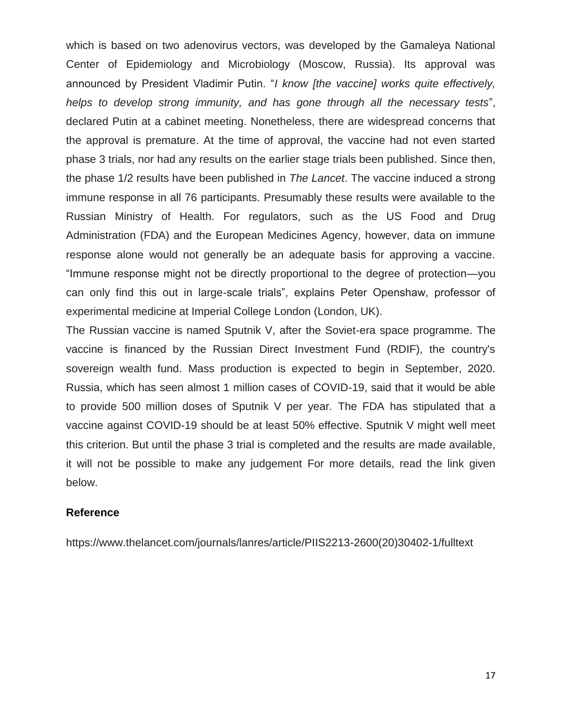which is based on two adenovirus vectors, was developed by the Gamaleya National Center of Epidemiology and Microbiology (Moscow, Russia). Its approval was announced by President Vladimir Putin. "*I know [the vaccine] works quite effectively, helps to develop strong immunity, and has gone through all the necessary tests*", declared Putin at a cabinet meeting. Nonetheless, there are widespread concerns that the approval is premature. At the time of approval, the vaccine had not even started phase 3 trials, nor had any results on the earlier stage trials been published. Since then, the phase 1/2 results have been published in *The Lancet*. The vaccine induced a strong immune response in all 76 participants. Presumably these results were available to the Russian Ministry of Health. For regulators, such as the US Food and Drug Administration (FDA) and the European Medicines Agency, however, data on immune response alone would not generally be an adequate basis for approving a vaccine. "Immune response might not be directly proportional to the degree of protection—you can only find this out in large-scale trials", explains Peter Openshaw, professor of experimental medicine at Imperial College London (London, UK).

The Russian vaccine is named Sputnik V, after the Soviet-era space programme. The vaccine is financed by the Russian Direct Investment Fund (RDIF), the country's sovereign wealth fund. Mass production is expected to begin in September, 2020. Russia, which has seen almost 1 million cases of COVID-19, said that it would be able to provide 500 million doses of Sputnik V per year. The FDA has stipulated that a vaccine against COVID-19 should be at least 50% effective. Sputnik V might well meet this criterion. But until the phase 3 trial is completed and the results are made available, it will not be possible to make any judgement For more details, read the link given below.

### Reference

https://www.thelancet.com/journals/lanres/article/PIIS2213-2600(20)30402-1/fulltext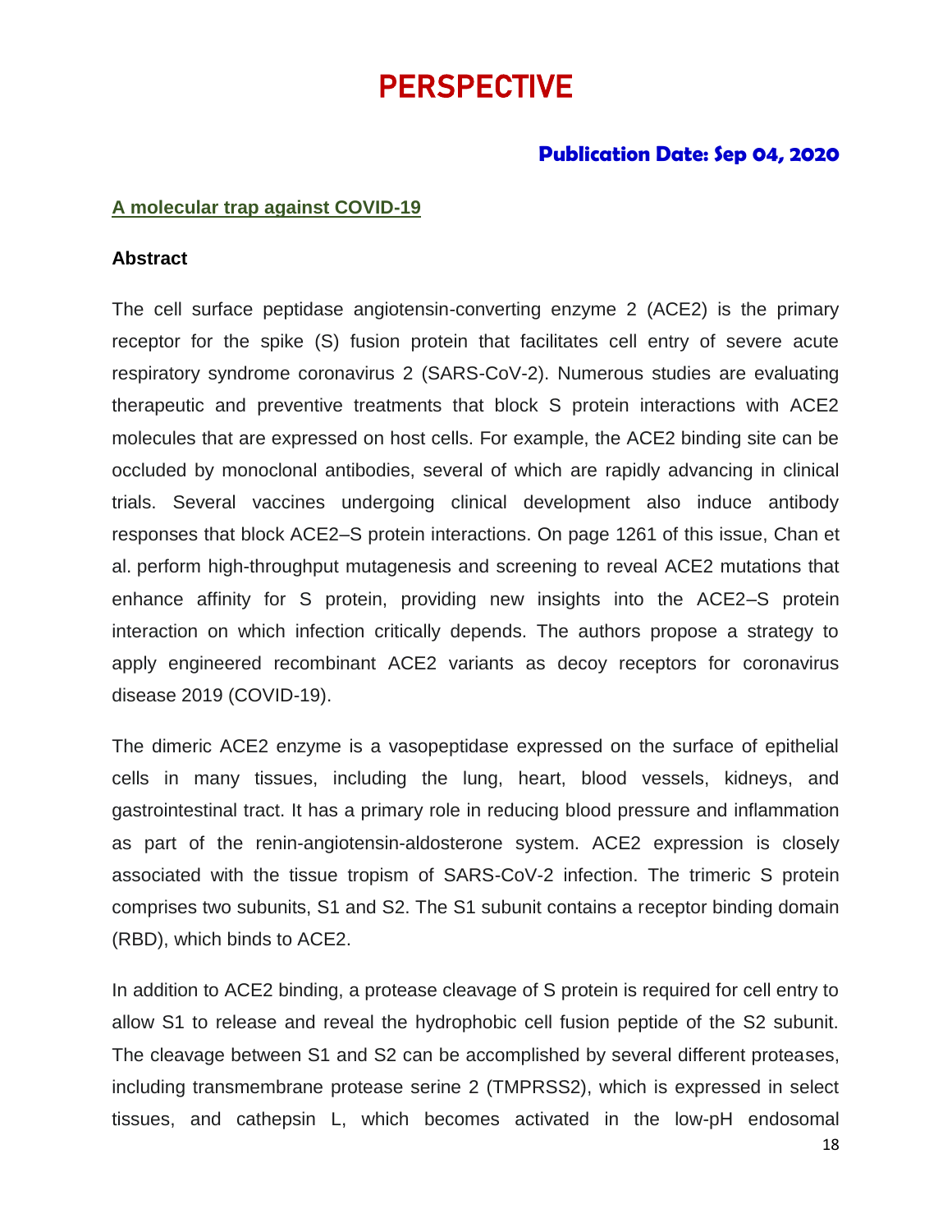# PERSPECTIVE

**Publication Date: Sep 04, 2020**

## A molecular trap against COVID-19

### Abstract

The cell surface peptidase angiotensin-converting enzyme 2 (ACE2) is the primary receptor for the spike (S) fusion protein that facilitates cell entry of severe acute respiratory syndrome coronavirus 2 (SARS-CoV-2). Numerous studies are evaluating therapeutic and preventive treatments that block S protein interactions with ACE2 molecules that are expressed on host cells. For example, the ACE2 binding site can be occluded by monoclonal antibodies, several of which are rapidly advancing in clinical trials. Several vaccines undergoing clinical development also induce antibody responses that block ACE2–S protein interactions. On page 1261 of this issue, Chan et al. perform high-throughput mutagenesis and screening to reveal ACE2 mutations that enhance affinity for S protein, providing new insights into the ACE2–S protein interaction on which infection critically depends. The authors propose a strategy to apply engineered recombinant ACE2 variants as decoy receptors for coronavirus disease 2019 (COVID-19).

The dimeric ACE2 enzyme is a vasopeptidase expressed on the surface of epithelial cells in many tissues, including the lung, heart, blood vessels, kidneys, and gastrointestinal tract. It has a primary role in reducing blood pressure and inflammation as part of the renin-angiotensin-aldosterone system. ACE2 expression is closely associated with the tissue tropism of SARS-CoV-2 infection. The trimeric S protein comprises two subunits, S1 and S2. The S1 subunit contains a receptor binding domain (RBD), which binds to ACE2.

In addition to ACE2 binding, a protease cleavage of S protein is required for cell entry to allow S1 to release and reveal the hydrophobic cell fusion peptide of the S2 subunit. The cleavage between S1 and S2 can be accomplished by several different proteases, including transmembrane protease serine 2 (TMPRSS2), which is expressed in select tissues, and cathepsin L, which becomes activated in the low-pH endosomal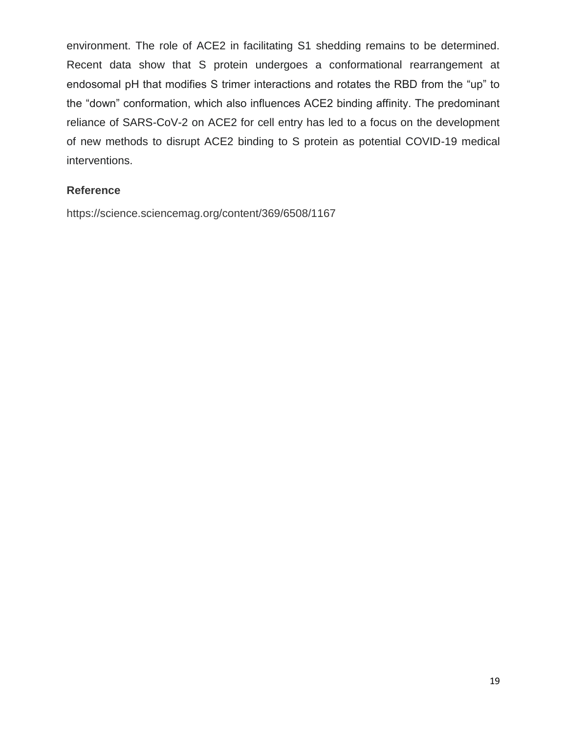environment. The role of ACE2 in facilitating S1 shedding remains to be determined. Recent data show that S protein undergoes a conformational rearrangement at endosomal pH that modifies S trimer interactions and rotates the RBD from the “up” to the “down” conformation, which also influences ACE2 binding affinity. The predominant reliance of SARS-CoV-2 on ACE2 for cell entry has led to a focus on the development of new methods to disrupt ACE2 binding to S protein as potential COVID-19 medical interventions.

### Reference

https://science.sciencemag.org/content/369/6508/1167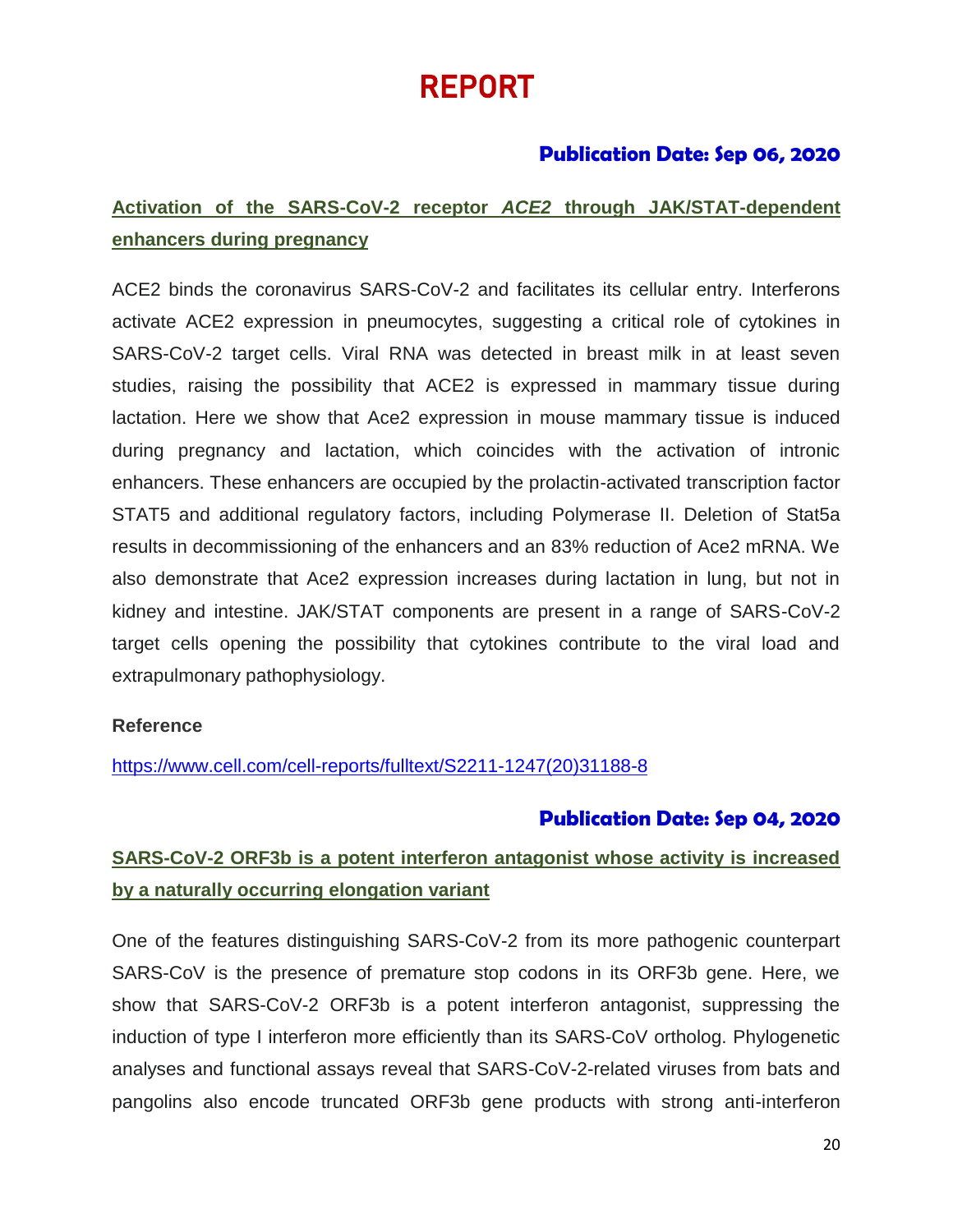# REPORT

**Publication Date: Sep 06, 2020**

## Activation of the SARS-CoV-2 receptor *ACE2* through JAK/STAT-dependent enhancers during pregnancy

ACE2 binds the coronavirus SARS-CoV-2 and facilitates its cellular entry. Interferons activate ACE2 expression in pneumocytes, suggesting a critical role of cytokines in SARS-CoV-2 target cells. Viral RNA was detected in breast milk in at least seven studies, raising the possibility that ACE2 is expressed in mammary tissue during lactation. Here we show that Ace2 expression in mouse mammary tissue is induced during pregnancy and lactation, which coincides with the activation of intronic enhancers. These enhancers are occupied by the prolactin-activated transcription factor STAT5 and additional regulatory factors, including Polymerase II. Deletion of Stat5a results in decommissioning of the enhancers and an 83% reduction of Ace2 mRNA. We also demonstrate that Ace2 expression increases during lactation in lung, but not in kidney and intestine. JAK/STAT components are present in a range of SARS-CoV-2 target cells opening the possibility that cytokines contribute to the viral load and extrapulmonary pathophysiology.

**Reference**

https://www.cell.com/cell-reports/fulltext/S2211-1247(20)31188-8

**Publication Date: Sep 04, 2020**

## SARS-CoV-2 ORF3b is a potent interferon antagonist whose activity is increased by a naturally occurring elongation variant

One of the features distinguishing SARS-CoV-2 from its more pathogenic counterpart SARS-CoV is the presence of premature stop codons in its ORF3b gene. Here, we show that SARS-CoV-2 ORF3b is a potent interferon antagonist, suppressing the induction of type I interferon more efficiently than its SARS-CoV ortholog. Phylogenetic analyses and functional assays reveal that SARS-CoV-2-related viruses from bats and pangolins also encode truncated ORF3b gene products with strong anti-interferon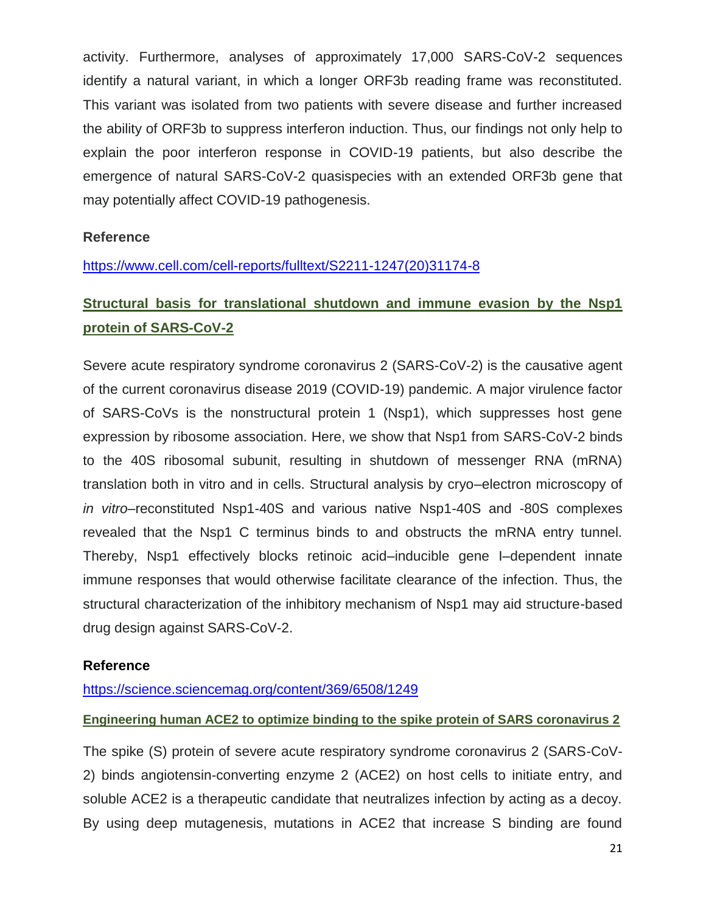activity. Furthermore, analyses of approximately 17,000 SARS-CoV-2 sequences identify a natural variant, in which a longer ORF3b reading frame was reconstituted. This variant was isolated from two patients with severe disease and further increased the ability of ORF3b to suppress interferon induction. Thus, our findings not only help to explain the poor interferon response in COVID-19 patients, but also describe the emergence of natural SARS-CoV-2 quasispecies with an extended ORF3b gene that may potentially affect COVID-19 pathogenesis.

**Reference**

https://www.cell.com/cell-reports/fulltext/S2211-1247(20)31174-8

## Structural basis for translational shutdown and immune evasion by the Nsp1 protein of SARS-CoV-2

Severe acute respiratory syndrome coronavirus 2 (SARS-CoV-2) is the causative agent of the current coronavirus disease 2019 (COVID-19) pandemic. A major virulence factor of SARS-CoVs is the nonstructural protein 1 (Nsp1), which suppresses host gene expression by ribosome association. Here, we show that Nsp1 from SARS-CoV-2 binds to the 40S ribosomal subunit, resulting in shutdown of messenger RNA (mRNA) translation both in vitro and in cells. Structural analysis by cryo–electron microscopy of *in vitro*–reconstituted Nsp1-40S and various native Nsp1-40S and -80S complexes revealed that the Nsp1 C terminus binds to and obstructs the mRNA entry tunnel. Thereby, Nsp1 effectively blocks retinoic acid–inducible gene I–dependent innate immune responses that would otherwise facilitate clearance of the infection. Thus, the structural characterization of the inhibitory mechanism of Nsp1 may aid structure-based drug design against SARS-CoV-2.

**Reference**

https://science.sciencemag.org/content/369/6508/1249

### Engineering human ACE2 to optimize binding to the spike protein of SARS coronavirus 2

The spike (S) protein of severe acute respiratory syndrome coronavirus 2 (SARS-CoV-2) binds angiotensin-converting enzyme 2 (ACE2) on host cells to initiate entry, and soluble ACE2 is a therapeutic candidate that neutralizes infection by acting as a decoy. By using deep mutagenesis, mutations in ACE2 that increase S binding are found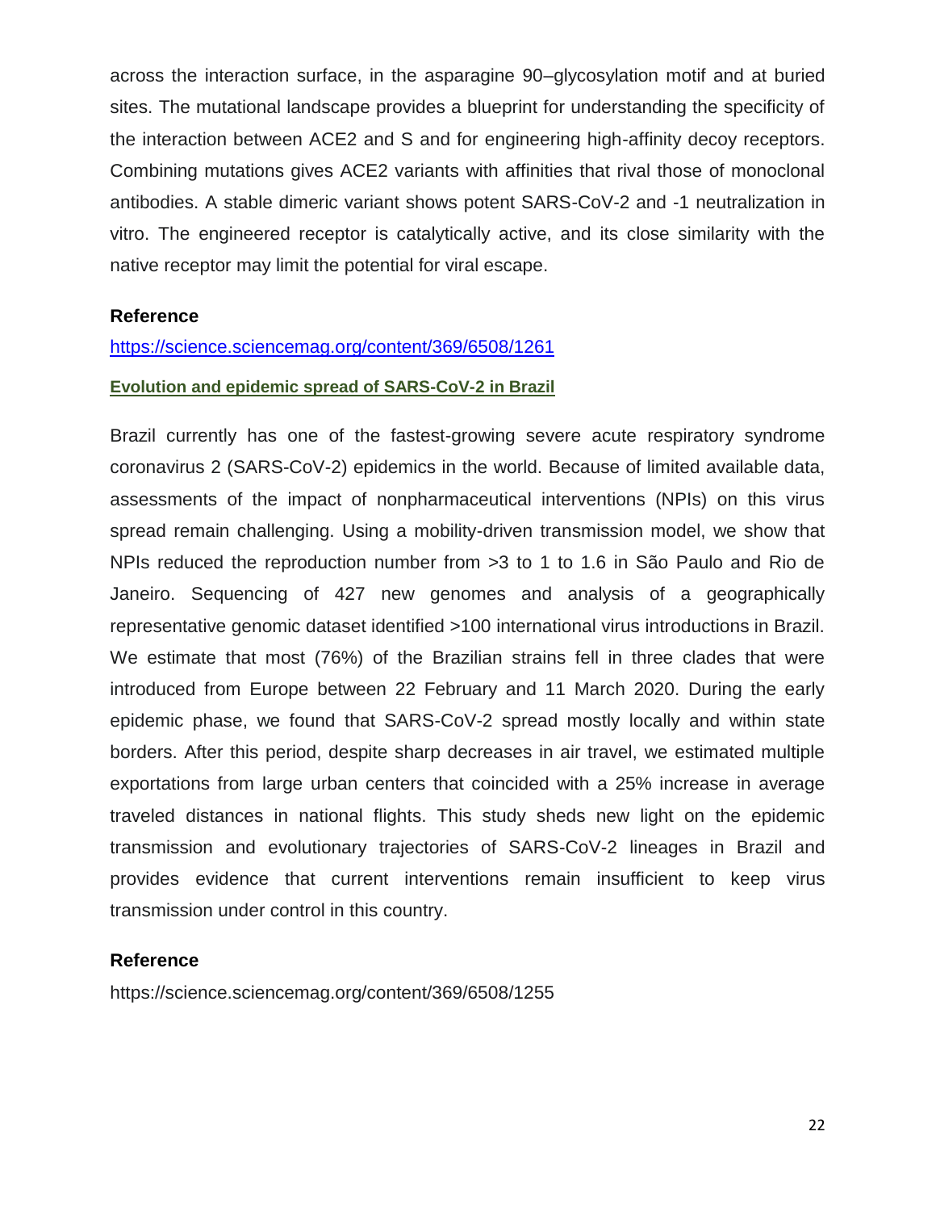across the interaction surface, in the asparagine 90–glycosylation motif and at buried sites. The mutational landscape provides a blueprint for understanding the specificity of the interaction between ACE2 and S and for engineering high-affinity decoy receptors. Combining mutations gives ACE2 variants with affinities that rival those of monoclonal antibodies. A stable dimeric variant shows potent SARS-CoV-2 and -1 neutralization in vitro. The engineered receptor is catalytically active, and its close similarity with the native receptor may limit the potential for viral escape.

**Reference**

https://science.sciencemag.org/content/369/6508/1261

**Evolution and epidemic spread of SARS-CoV-2 in Brazil**

Brazil currently has one of the fastest-growing severe acute respiratory syndrome coronavirus 2 (SARS-CoV-2) epidemics in the world. Because of limited available data, assessments of the impact of nonpharmaceutical interventions (NPIs) on this virus spread remain challenging. Using a mobility-driven transmission model, we show that NPIs reduced the reproduction number from >3 to 1 to 1.6 in São Paulo and Rio de Janeiro. Sequencing of 427 new genomes and analysis of a geographically representative genomic dataset identified >100 international virus introductions in Brazil. We estimate that most (76%) of the Brazilian strains fell in three clades that were introduced from Europe between 22 February and 11 March 2020. During the early epidemic phase, we found that SARS-CoV-2 spread mostly locally and within state borders. After this period, despite sharp decreases in air travel, we estimated multiple exportations from large urban centers that coincided with a 25% increase in average traveled distances in national flights. This study sheds new light on the epidemic transmission and evolutionary trajectories of SARS-CoV-2 lineages in Brazil and provides evidence that current interventions remain insufficient to keep virus transmission under control in this country.

**Reference**

https://science.sciencemag.org/content/369/6508/1255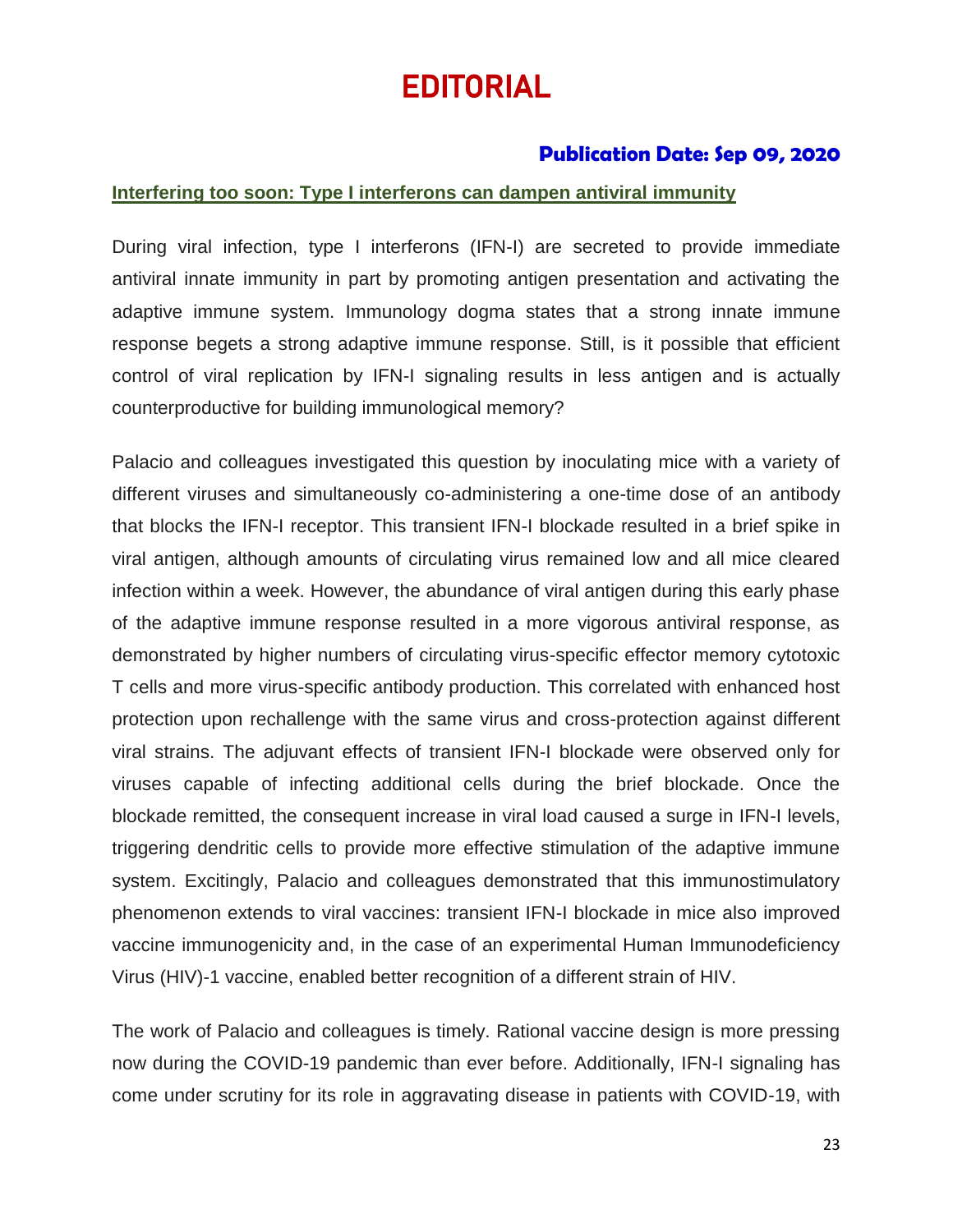# EDITORIAL

**Publication Date: Sep 09, 2020**

**Interfering too soon: Type I interferons can dampen antiviral immunity**

During viral infection, type I interferons (IFN-I) are secreted to provide immediate antiviral innate immunity in part by promoting antigen presentation and activating the adaptive immune system. Immunology dogma states that a strong innate immune response begets a strong adaptive immune response. Still, is it possible that efficient control of viral replication by IFN-I signaling results in less antigen and is actually counterproductive for building immunological memory?

Palacio and colleagues investigated this question by inoculating mice with a variety of different viruses and simultaneously co-administering a one-time dose of an antibody that blocks the IFN-I receptor. This transient IFN-I blockade resulted in a brief spike in viral antigen, although amounts of circulating virus remained low and all mice cleared infection within a week. However, the abundance of viral antigen during this early phase of the adaptive immune response resulted in a more vigorous antiviral response, as demonstrated by higher numbers of circulating virus-specific effector memory cytotoxic T cells and more virus-specific antibody production. This correlated with enhanced host protection upon rechallenge with the same virus and cross-protection against different viral strains. The adjuvant effects of transient IFN-I blockade were observed only for viruses capable of infecting additional cells during the brief blockade. Once the blockade remitted, the consequent increase in viral load caused a surge in IFN-I levels, triggering dendritic cells to provide more effective stimulation of the adaptive immune system. Excitingly, Palacio and colleagues demonstrated that this immunostimulatory phenomenon extends to viral vaccines: transient IFN-I blockade in mice also improved vaccine immunogenicity and, in the case of an experimental Human Immunodeficiency Virus (HIV)-1 vaccine, enabled better recognition of a different strain of HIV.

The work of Palacio and colleagues is timely. Rational vaccine design is more pressing now during the COVID-19 pandemic than ever before. Additionally, IFN-I signaling has come under scrutiny for its role in aggravating disease in patients with COVID-19, with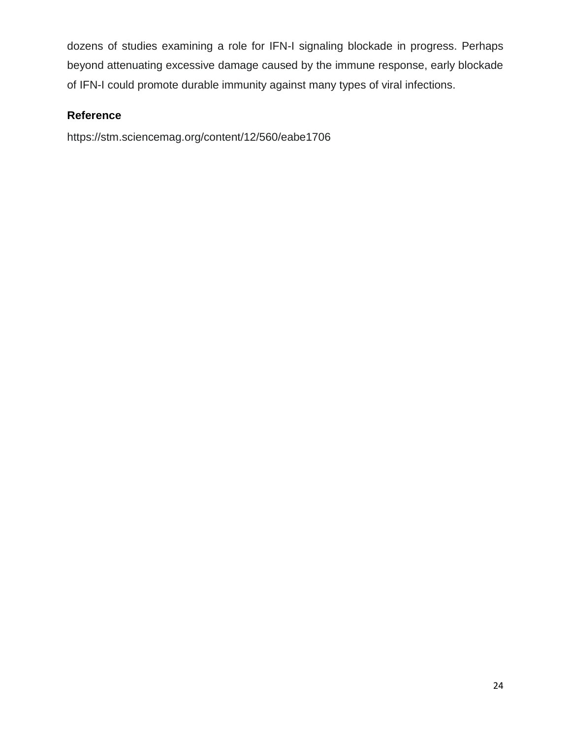dozens of studies examining a role for IFN-I signaling blockade in progress. Perhaps beyond attenuating excessive damage caused by the immune response, early blockade of IFN-I could promote durable immunity against many types of viral infections.

**Reference**

https://stm.sciencemag.org/content/12/560/eabe1706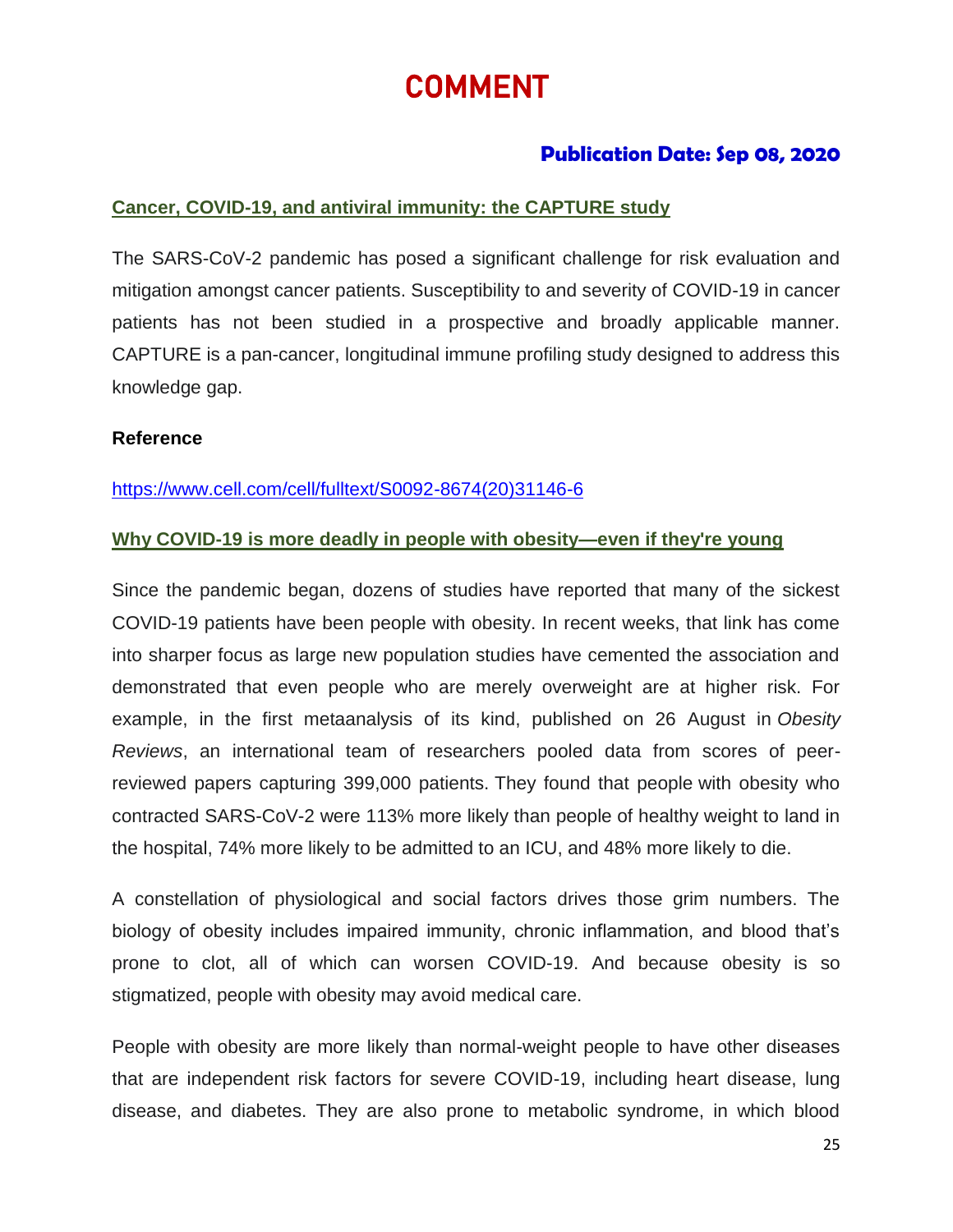# COMMENT

**Publication Date: Sep 08, 2020**

## Cancer, COVID-19, and antiviral immunity: the CAPTURE study

The SARS-CoV-2 pandemic has posed a significant challenge for risk evaluation and mitigation amongst cancer patients. Susceptibility to and severity of COVID-19 in cancer patients has not been studied in a prospective and broadly applicable manner. CAPTURE is a pan-cancer, longitudinal immune profiling study designed to address this knowledge gap.

**Reference**

https://www.cell.com/cell/fulltext/S0092-8674(20)31146-6

## Why COVID-19 is more deadly in people with obesity—even if they're young

Since the pandemic began, dozens of studies have reported that many of the sickest COVID-19 patients have been people with obesity. In recent weeks, that link has come into sharper focus as large new population studies have cemented the association and demonstrated that even people who are merely overweight are at higher risk. For example, in the first metaanalysis of its kind, published on 26 August in *Obesity Reviews*, an international team of researchers pooled data from scores of peer-reviewed papers capturing 399,000 patients. They found that people with obesity who contracted SARS-CoV-2 were 113% more likely than people of healthy weight to land in the hospital, 74% more likely to be admitted to an ICU, and 48% more likely to die.

A constellation of physiological and social factors drives those grim numbers. The biology of obesity includes impaired immunity, chronic inflammation, and blood that's prone to clot, all of which can worsen COVID-19. And because obesity is so stigmatized, people with obesity may avoid medical care.

People with obesity are more likely than normal-weight people to have other diseases that are independent risk factors for severe COVID-19, including heart disease, lung disease, and diabetes. They are also prone to metabolic syndrome, in which blood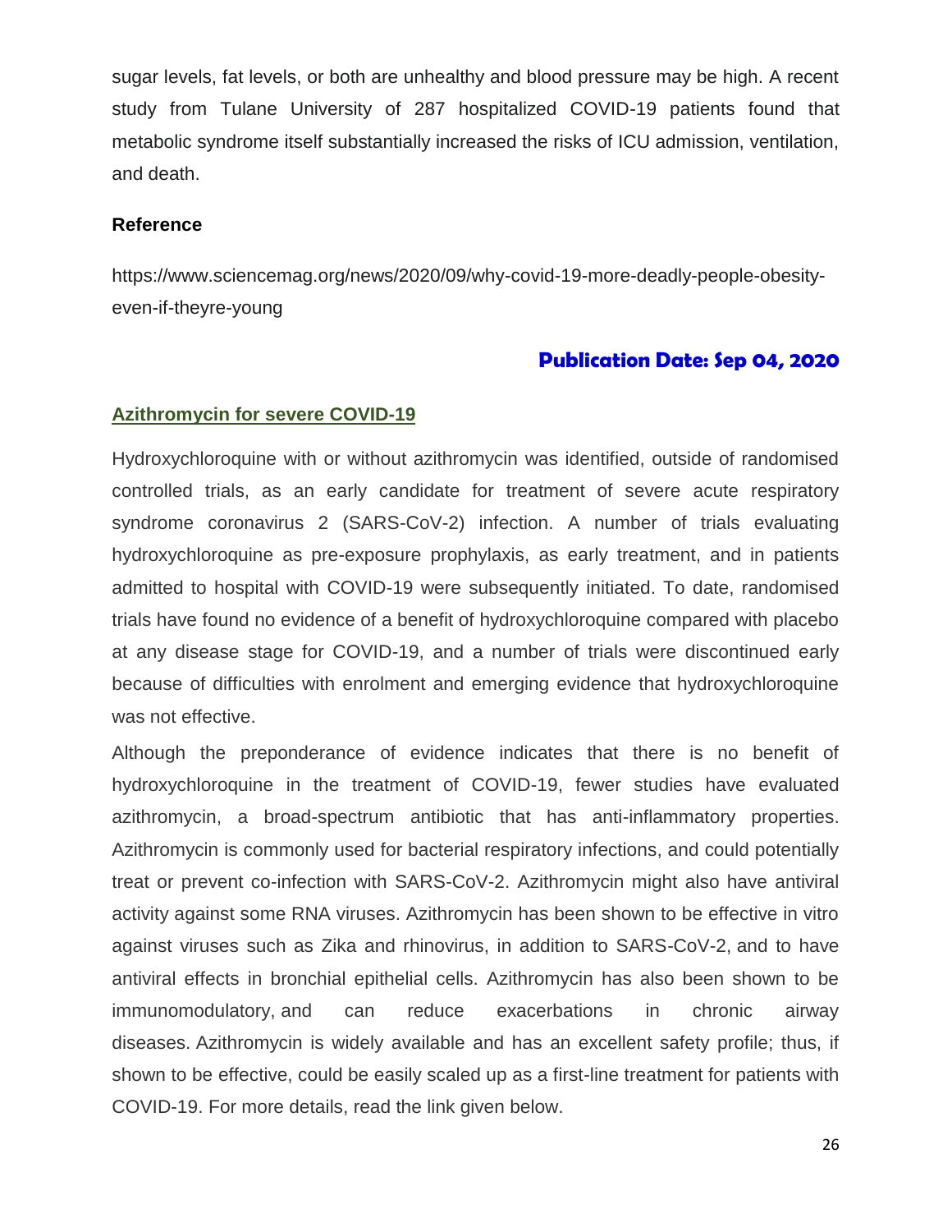sugar levels, fat levels, or both are unhealthy and blood pressure may be high. A recent study from Tulane University of 287 hospitalized COVID-19 patients found that metabolic syndrome itself substantially increased the risks of ICU admission, ventilation, and death.

**Reference**

https://www.sciencemag.org/news/2020/09/why-covid-19-more-deadly-people-obesity-even-if-theyre-young

**Publication Date: Sep 04, 2020**

## Azithromycin for severe COVID-19

Hydroxychloroquine with or without azithromycin was identified, outside of randomised controlled trials, as an early candidate for treatment of severe acute respiratory syndrome coronavirus 2 (SARS-CoV-2) infection. A number of trials evaluating hydroxychloroquine as pre-exposure prophylaxis, as early treatment, and in patients admitted to hospital with COVID-19 were subsequently initiated. To date, randomised trials have found no evidence of a benefit of hydroxychloroquine compared with placebo at any disease stage for COVID-19, and a number of trials were discontinued early because of difficulties with enrolment and emerging evidence that hydroxychloroquine was not effective.

Although the preponderance of evidence indicates that there is no benefit of hydroxychloroquine in the treatment of COVID-19, fewer studies have evaluated azithromycin, a broad-spectrum antibiotic that has anti-inflammatory properties. Azithromycin is commonly used for bacterial respiratory infections, and could potentially treat or prevent co-infection with SARS-CoV-2. Azithromycin might also have antiviral activity against some RNA viruses. Azithromycin has been shown to be effective in vitro against viruses such as Zika and rhinovirus, in addition to SARS-CoV-2, and to have antiviral effects in bronchial epithelial cells. Azithromycin has also been shown to be immunomodulatory, and can reduce exacerbations in chronic airway diseases. Azithromycin is widely available and has an excellent safety profile; thus, if shown to be effective, could be easily scaled up as a first-line treatment for patients with COVID-19. For more details, read the link given below.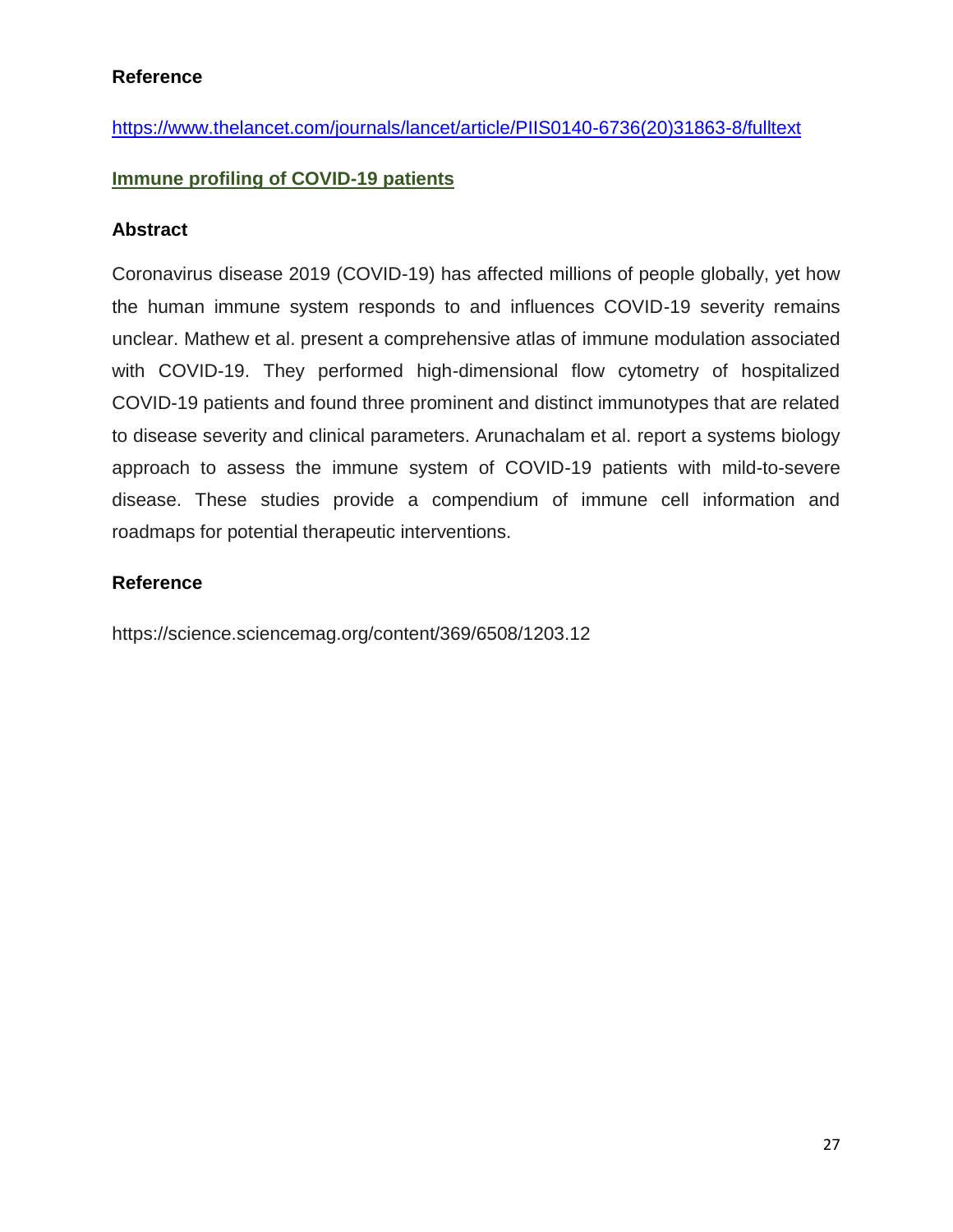**Reference**

https://www.thelancet.com/journals/lancet/article/PIIS0140-6736(20)31863-8/fulltext

## Immune profiling of COVID-19 patients

**Abstract**

Coronavirus disease 2019 (COVID-19) has affected millions of people globally, yet how the human immune system responds to and influences COVID-19 severity remains unclear. Mathew et al. present a comprehensive atlas of immune modulation associated with COVID-19. They performed high-dimensional flow cytometry of hospitalized COVID-19 patients and found three prominent and distinct immunotypes that are related to disease severity and clinical parameters. Arunachalam et al. report a systems biology approach to assess the immune system of COVID-19 patients with mild-to-severe disease. These studies provide a compendium of immune cell information and roadmaps for potential therapeutic interventions.

**Reference**

https://science.sciencemag.org/content/369/6508/1203.12